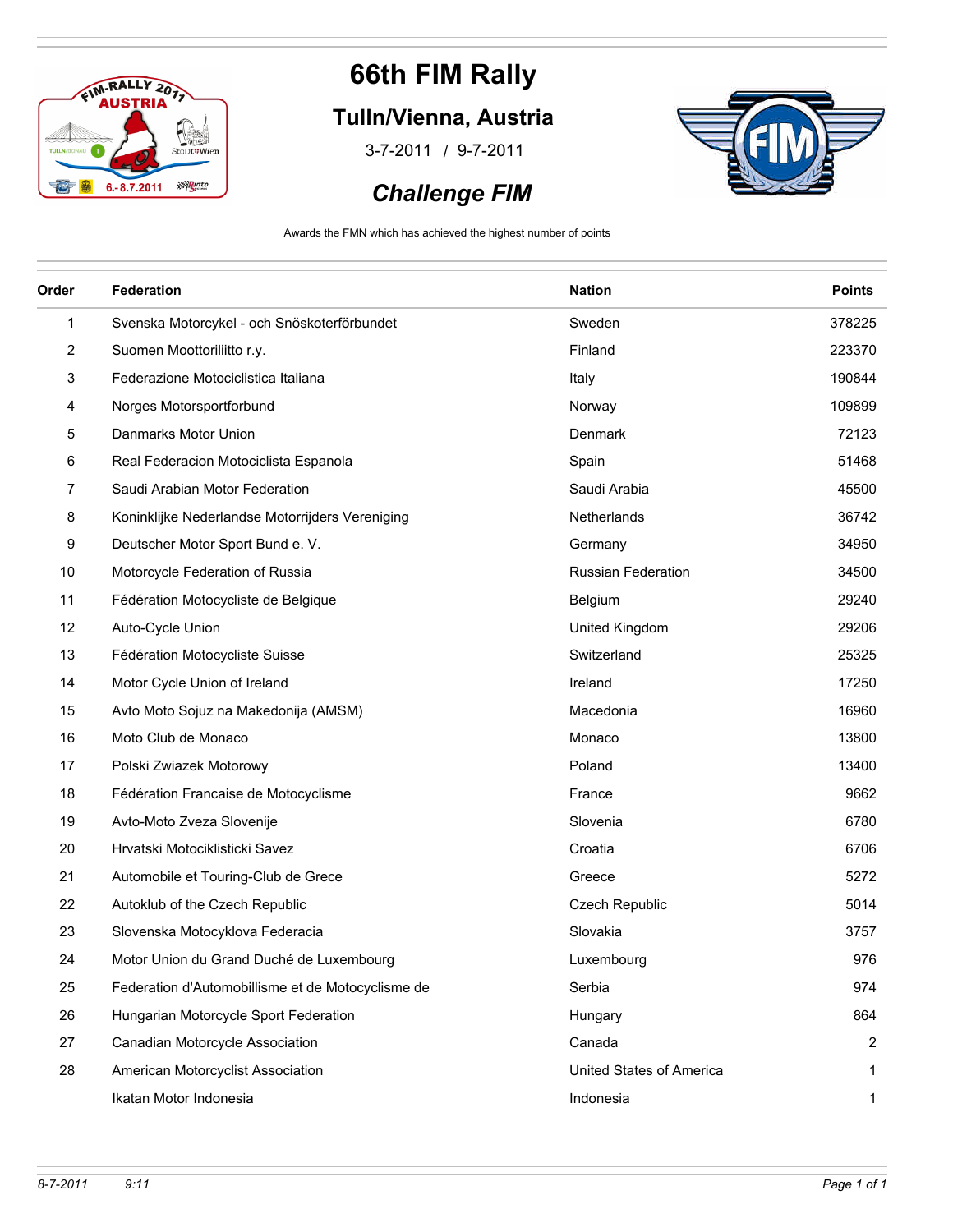# 66th FIM Rally

## Tulln/Vienna, Austria

3-7-2011 / 9-7-2011

## *Challenge FIM*

Awards the FMN which has achieved the highest number of points

| Order | Federation | Nation | Points |
|---|---|---|---|
| 1 | Svenska Motorcykel - och Snöskoterförbundet | Sweden | 378225 |
| 2 | Suomen Moottoriliitto r.y. | Finland | 223370 |
| 3 | Federazione Motociclistica Italiana | Italy | 190844 |
| 4 | Norges Motorsportforbund | Norway | 109899 |
| 5 | Danmarks Motor Union | Denmark | 72123 |
| 6 | Real Federacion Motociclista Espanola | Spain | 51468 |
| 7 | Saudi Arabian Motor Federation | Saudi Arabia | 45500 |
| 8 | Koninklijke Nederlandse Motorrijders Vereniging | Netherlands | 36742 |
| 9 | Deutscher Motor Sport Bund e. V. | Germany | 34950 |
| 10 | Motorcycle Federation of Russia | Russian Federation | 34500 |
| 11 | Fédération Motocycliste de Belgique | Belgium | 29240 |
| 12 | Auto-Cycle Union | United Kingdom | 29206 |
| 13 | Fédération Motocycliste Suisse | Switzerland | 25325 |
| 14 | Motor Cycle Union of Ireland | Ireland | 17250 |
| 15 | Avto Moto Sojuz na Makedonija (AMSM) | Macedonia | 16960 |
| 16 | Moto Club de Monaco | Monaco | 13800 |
| 17 | Polski Zwiazek Motorowy | Poland | 13400 |
| 18 | Fédération Francaise de Motocyclisme | France | 9662 |
| 19 | Avto-Moto Zveza Slovenije | Slovenia | 6780 |
| 20 | Hrvatski Motociklisticki Savez | Croatia | 6706 |
| 21 | Automobile et Touring-Club de Grece | Greece | 5272 |
| 22 | Autoklub of the Czech Republic | Czech Republic | 5014 |
| 23 | Slovenska Motocyklova Federacia | Slovakia | 3757 |
| 24 | Motor Union du Grand Duché de Luxembourg | Luxembourg | 976 |
| 25 | Federation d'Automobillisme et de Motocyclisme de | Serbia | 974 |
| 26 | Hungarian Motorcycle Sport Federation | Hungary | 864 |
| 27 | Canadian Motorcycle Association | Canada | 2 |
| 28 | American Motorcyclist Association | United States of America | 1 |
| | Ikatan Motor Indonesia | Indonesia | 1 |

8-7-2011 9:11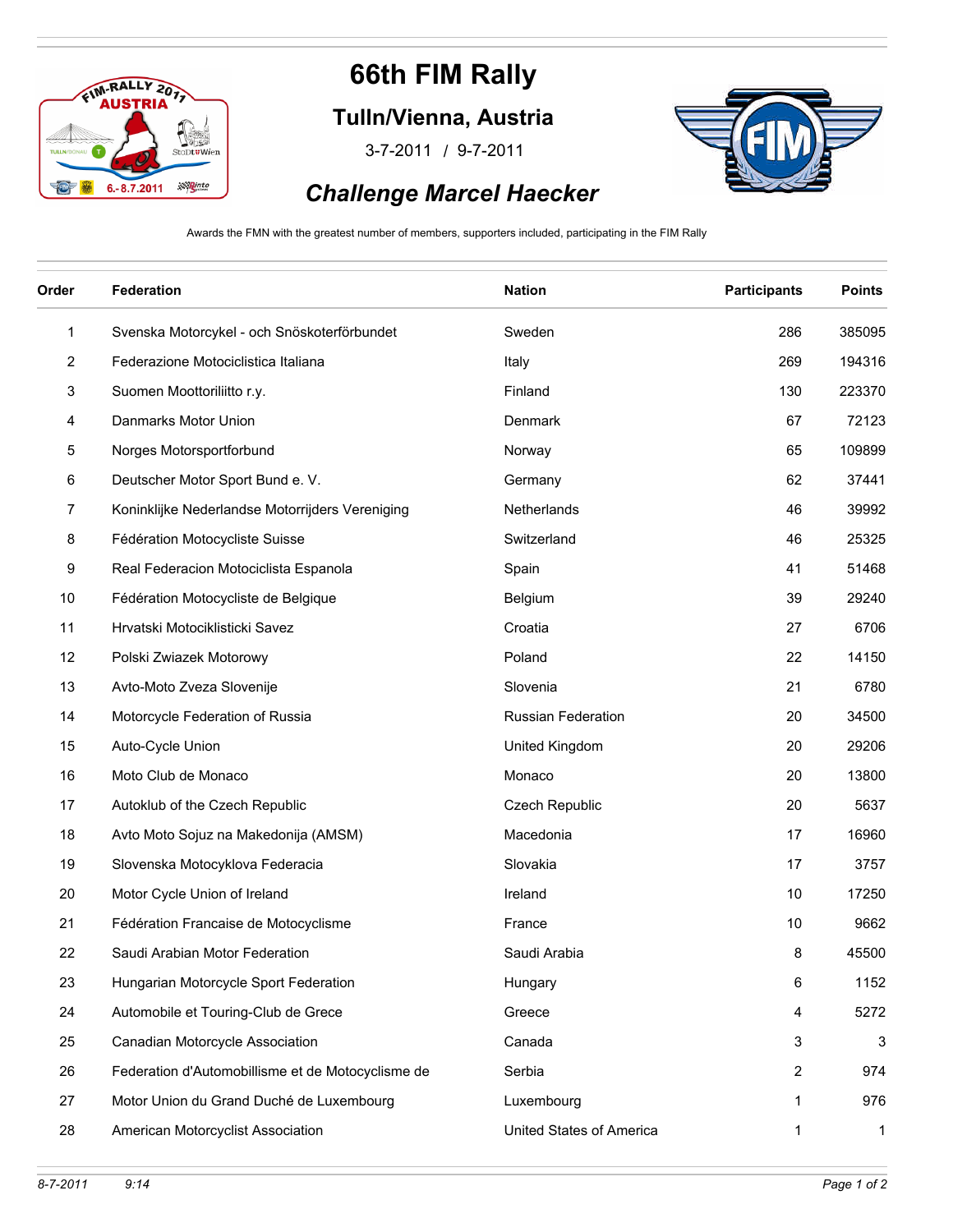# 66th FIM Rally

## Tulln/Vienna, Austria

3-7-2011 / 9-7-2011

## *Challenge Marcel Haecker*

Awards the FMN with the greatest number of members, supporters included, participating in the FIM Rally

| Order | Federation | Nation | Participants | Points |
|---|---|---|---|---|
| 1 | Svenska Motorcykel - och Snöskoterförbundet | Sweden | 286 | 385095 |
| 2 | Federazione Motociclistica Italiana | Italy | 269 | 194316 |
| 3 | Suomen Moottoriliitto r.y. | Finland | 130 | 223370 |
| 4 | Danmarks Motor Union | Denmark | 67 | 72123 |
| 5 | Norges Motorsportforbund | Norway | 65 | 109899 |
| 6 | Deutscher Motor Sport Bund e. V. | Germany | 62 | 37441 |
| 7 | Koninklijke Nederlandse Motorrijders Vereniging | Netherlands | 46 | 39992 |
| 8 | Fédération Motocycliste Suisse | Switzerland | 46 | 25325 |
| 9 | Real Federacion Motociclista Espanola | Spain | 41 | 51468 |
| 10 | Fédération Motocycliste de Belgique | Belgium | 39 | 29240 |
| 11 | Hrvatski Motociklisticki Savez | Croatia | 27 | 6706 |
| 12 | Polski Zwiazek Motorowy | Poland | 22 | 14150 |
| 13 | Avto-Moto Zveza Slovenije | Slovenia | 21 | 6780 |
| 14 | Motorcycle Federation of Russia | Russian Federation | 20 | 34500 |
| 15 | Auto-Cycle Union | United Kingdom | 20 | 29206 |
| 16 | Moto Club de Monaco | Monaco | 20 | 13800 |
| 17 | Autoklub of the Czech Republic | Czech Republic | 20 | 5637 |
| 18 | Avto Moto Sojuz na Makedonija (AMSM) | Macedonia | 17 | 16960 |
| 19 | Slovenska Motocyklova Federacia | Slovakia | 17 | 3757 |
| 20 | Motor Cycle Union of Ireland | Ireland | 10 | 17250 |
| 21 | Fédération Francaise de Motocyclisme | France | 10 | 9662 |
| 22 | Saudi Arabian Motor Federation | Saudi Arabia | 8 | 45500 |
| 23 | Hungarian Motorcycle Sport Federation | Hungary | 6 | 1152 |
| 24 | Automobile et Touring-Club de Grece | Greece | 4 | 5272 |
| 25 | Canadian Motorcycle Association | Canada | 3 | 3 |
| 26 | Federation d'Automobillisme et de Motocyclisme de | Serbia | 2 | 974 |
| 27 | Motor Union du Grand Duché de Luxembourg | Luxembourg | 1 | 976 |
| 28 | American Motorcyclist Association | United States of America | 1 | 1 |

*8-7-2011 9:14*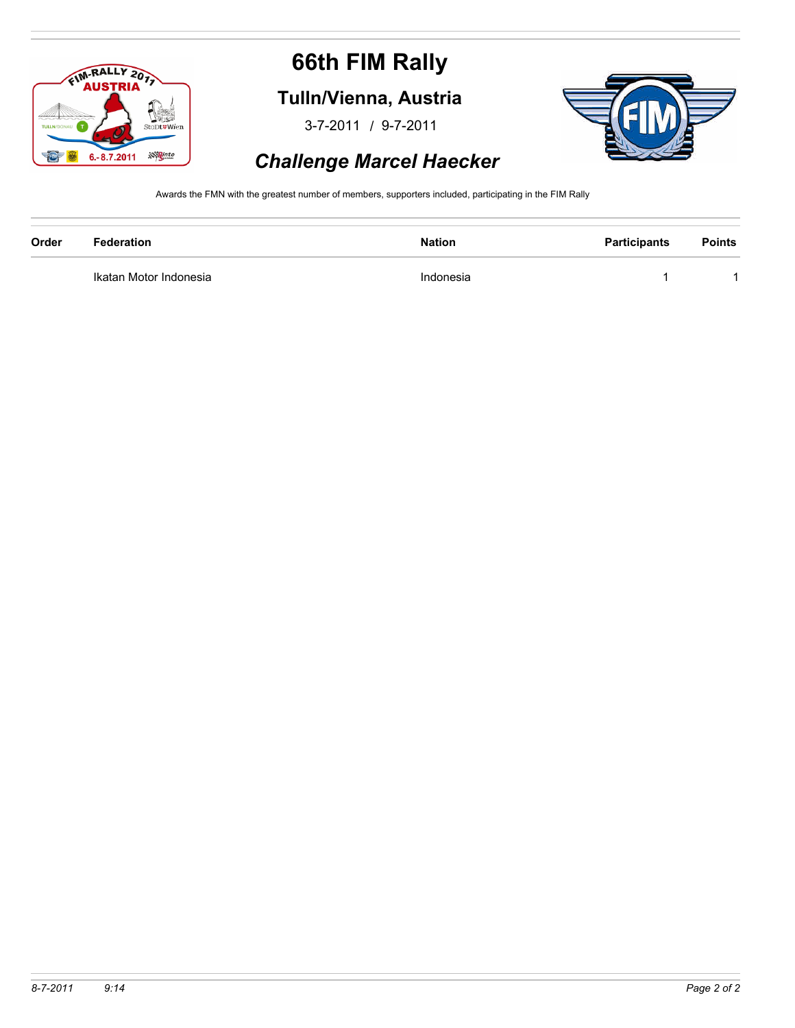# 66th FIM Rally

## Tulln/Vienna, Austria

3-7-2011 / 9-7-2011

## *Challenge Marcel Haecker*

Awards the FMN with the greatest number of members, supporters included, participating in the FIM Rally

| Order | Federation | Nation | Participants | Points |
|---|---|---|---|---|
| | Ikatan Motor Indonesia | Indonesia | 1 | 1 |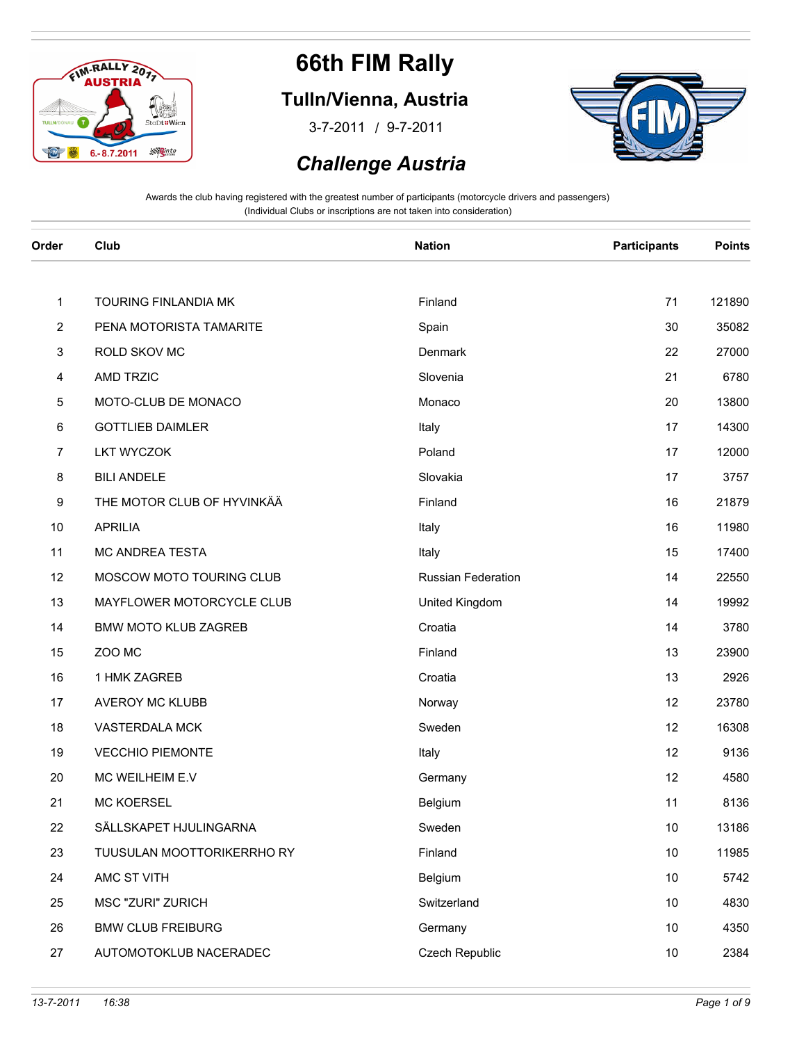# 66th FIM Rally

## Tulln/Vienna, Austria

3-7-2011 / 9-7-2011

## *Challenge Austria*

Awards the club having registered with the greatest number of participants (motorcycle drivers and passengers)
(Individual Clubs or inscriptions are not taken into consideration)

| Order | Club | Nation | Participants | Points |
|---|---|---|---|---|
| 1 | TOURING FINLANDIA MK | Finland | 71 | 121890 |
| 2 | PENA MOTORISTA TAMARITE | Spain | 30 | 35082 |
| 3 | ROLD SKOV MC | Denmark | 22 | 27000 |
| 4 | AMD TRZIC | Slovenia | 21 | 6780 |
| 5 | MOTO-CLUB DE MONACO | Monaco | 20 | 13800 |
| 6 | GOTTLIEB DAIMLER | Italy | 17 | 14300 |
| 7 | LKT WYCZOK | Poland | 17 | 12000 |
| 8 | BILI ANDELE | Slovakia | 17 | 3757 |
| 9 | THE MOTOR CLUB OF HYVINKÄÄ | Finland | 16 | 21879 |
| 10 | APRILIA | Italy | 16 | 11980 |
| 11 | MC ANDREA TESTA | Italy | 15 | 17400 |
| 12 | MOSCOW MOTO TOURING CLUB | Russian Federation | 14 | 22550 |
| 13 | MAYFLOWER MOTORCYCLE CLUB | United Kingdom | 14 | 19992 |
| 14 | BMW MOTO KLUB ZAGREB | Croatia | 14 | 3780 |
| 15 | ZOO MC | Finland | 13 | 23900 |
| 16 | 1 HMK ZAGREB | Croatia | 13 | 2926 |
| 17 | AVEROY MC KLUBB | Norway | 12 | 23780 |
| 18 | VASTERDALA MCK | Sweden | 12 | 16308 |
| 19 | VECCHIO PIEMONTE | Italy | 12 | 9136 |
| 20 | MC WEILHEIM E.V | Germany | 12 | 4580 |
| 21 | MC KOERSEL | Belgium | 11 | 8136 |
| 22 | SÄLLSKAPET HJULINGARNA | Sweden | 10 | 13186 |
| 23 | TUUSULAN MOOTTORIKERRHO RY | Finland | 10 | 11985 |
| 24 | AMC ST VITH | Belgium | 10 | 5742 |
| 25 | MSC "ZURI" ZURICH | Switzerland | 10 | 4830 |
| 26 | BMW CLUB FREIBURG | Germany | 10 | 4350 |
| 27 | AUTOMOTOKLUB NACERADEC | Czech Republic | 10 | 2384 |

13-7-2011 16:38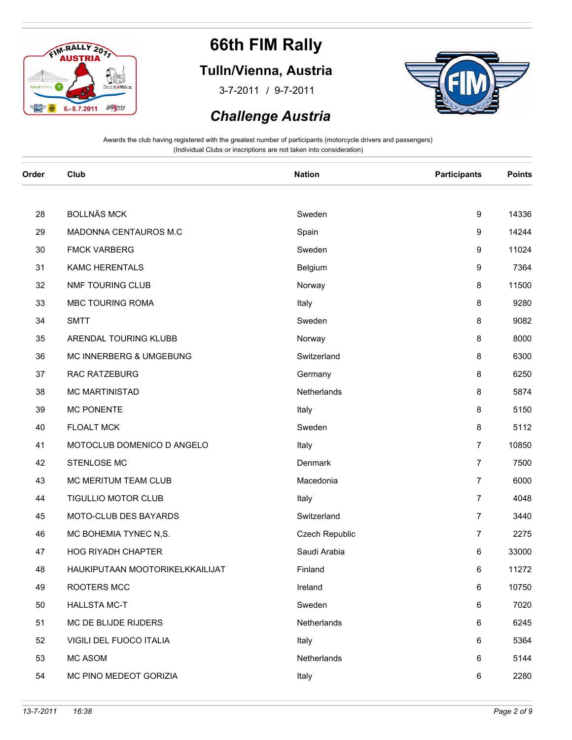# 66th FIM Rally

## Tulln/Vienna, Austria

3-7-2011 / 9-7-2011

## *Challenge Austria*

Awards the club having registered with the greatest number of participants (motorcycle drivers and passengers)
(Individual Clubs or inscriptions are not taken into consideration)

| Order | Club | Nation | Participants | Points |
|---|---|---|---|---|
| 28 | BOLLNÄS MCK | Sweden | 9 | 14336 |
| 29 | MADONNA CENTAUROS M.C | Spain | 9 | 14244 |
| 30 | FMCK VARBERG | Sweden | 9 | 11024 |
| 31 | KAMC HERENTALS | Belgium | 9 | 7364 |
| 32 | NMF TOURING CLUB | Norway | 8 | 11500 |
| 33 | MBC TOURING ROMA | Italy | 8 | 9280 |
| 34 | SMTT | Sweden | 8 | 9082 |
| 35 | ARENDAL TOURING KLUBB | Norway | 8 | 8000 |
| 36 | MC INNERBERG & UMGEBUNG | Switzerland | 8 | 6300 |
| 37 | RAC RATZEBURG | Germany | 8 | 6250 |
| 38 | MC MARTINISTAD | Netherlands | 8 | 5874 |
| 39 | MC PONENTE | Italy | 8 | 5150 |
| 40 | FLOALT MCK | Sweden | 8 | 5112 |
| 41 | MOTOCLUB DOMENICO D ANGELO | Italy | 7 | 10850 |
| 42 | STENLOSE MC | Denmark | 7 | 7500 |
| 43 | MC MERITUM TEAM CLUB | Macedonia | 7 | 6000 |
| 44 | TIGULLIO MOTOR CLUB | Italy | 7 | 4048 |
| 45 | MOTO-CLUB DES BAYARDS | Switzerland | 7 | 3440 |
| 46 | MC BOHEMIA TYNEC N,S. | Czech Republic | 7 | 2275 |
| 47 | HOG RIYADH CHAPTER | Saudi Arabia | 6 | 33000 |
| 48 | HAUKIPUTAAN MOOTORIKELKKAILIJAT | Finland | 6 | 11272 |
| 49 | ROOTERS MCC | Ireland | 6 | 10750 |
| 50 | HALLSTA MC-T | Sweden | 6 | 7020 |
| 51 | MC DE BLIJDE RIJDERS | Netherlands | 6 | 6245 |
| 52 | VIGILI DEL FUOCO ITALIA | Italy | 6 | 5364 |
| 53 | MC ASOM | Netherlands | 6 | 5144 |
| 54 | MC PINO MEDEOT GORIZIA | Italy | 6 | 2280 |

*13-7-2011 16:38*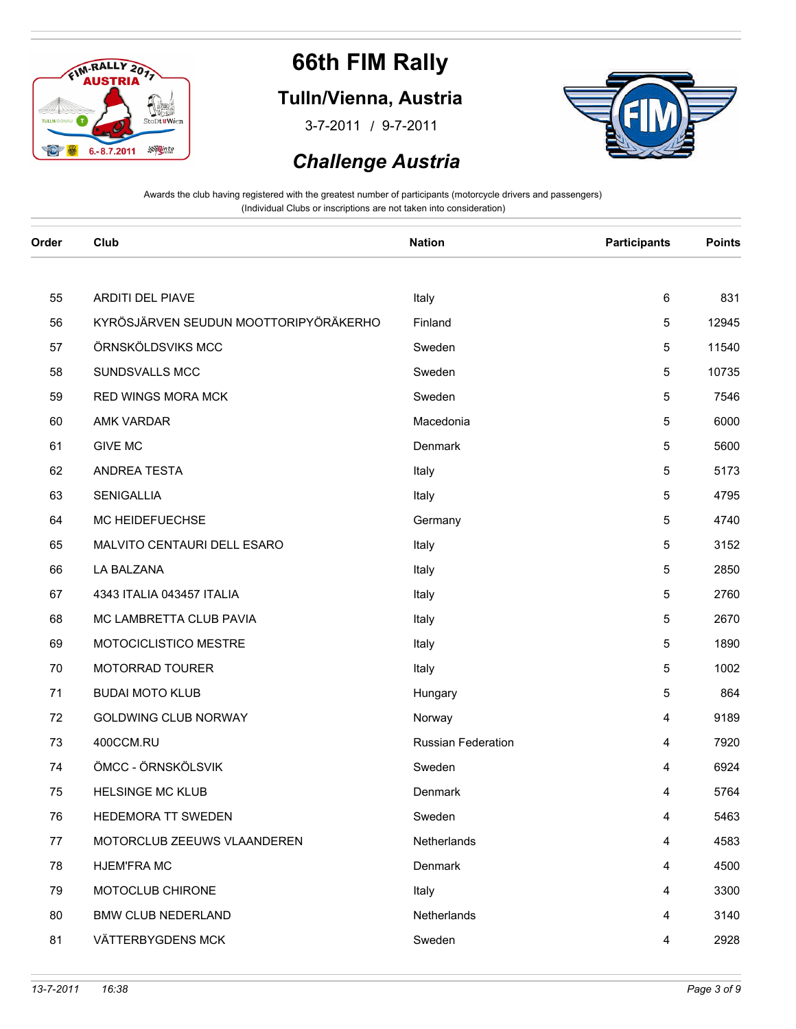# 66th FIM Rally

## Tulln/Vienna, Austria

3-7-2011 / 9-7-2011

## *Challenge Austria*

Awards the club having registered with the greatest number of participants (motorcycle drivers and passengers)
(Individual Clubs or inscriptions are not taken into consideration)

| Order | Club | Nation | Participants | Points |
|---|---|---|---|---|
| 55 | ARDITI DEL PIAVE | Italy | 6 | 831 |
| 56 | KYRÖSJÄRVEN SEUDUN MOOTTORIPYÖRÄKERHO | Finland | 5 | 12945 |
| 57 | ÖRNSKÖLDSVIKS MCC | Sweden | 5 | 11540 |
| 58 | SUNDSVALLS MCC | Sweden | 5 | 10735 |
| 59 | RED WINGS MORA MCK | Sweden | 5 | 7546 |
| 60 | AMK VARDAR | Macedonia | 5 | 6000 |
| 61 | GIVE MC | Denmark | 5 | 5600 |
| 62 | ANDREA TESTA | Italy | 5 | 5173 |
| 63 | SENIGALLIA | Italy | 5 | 4795 |
| 64 | MC HEIDEFUECHSE | Germany | 5 | 4740 |
| 65 | MALVITO CENTAURI DELL ESARO | Italy | 5 | 3152 |
| 66 | LA BALZANA | Italy | 5 | 2850 |
| 67 | 4343 ITALIA 043457 ITALIA | Italy | 5 | 2760 |
| 68 | MC LAMBRETTA CLUB PAVIA | Italy | 5 | 2670 |
| 69 | MOTOCICLISTICO MESTRE | Italy | 5 | 1890 |
| 70 | MOTORRAD TOURER | Italy | 5 | 1002 |
| 71 | BUDAI MOTO KLUB | Hungary | 5 | 864 |
| 72 | GOLDWING CLUB NORWAY | Norway | 4 | 9189 |
| 73 | 400CCM.RU | Russian Federation | 4 | 7920 |
| 74 | ÖMCC - ÖRNSKÖLSVIK | Sweden | 4 | 6924 |
| 75 | HELSINGE MC KLUB | Denmark | 4 | 5764 |
| 76 | HEDEMORA TT SWEDEN | Sweden | 4 | 5463 |
| 77 | MOTORCLUB ZEEUWS VLAANDEREN | Netherlands | 4 | 4583 |
| 78 | HJEM'FRA MC | Denmark | 4 | 4500 |
| 79 | MOTOCLUB CHIRONE | Italy | 4 | 3300 |
| 80 | BMW CLUB NEDERLAND | Netherlands | 4 | 3140 |
| 81 | VÄTTERBYGDENS MCK | Sweden | 4 | 2928 |

*13-7-2011 16:38*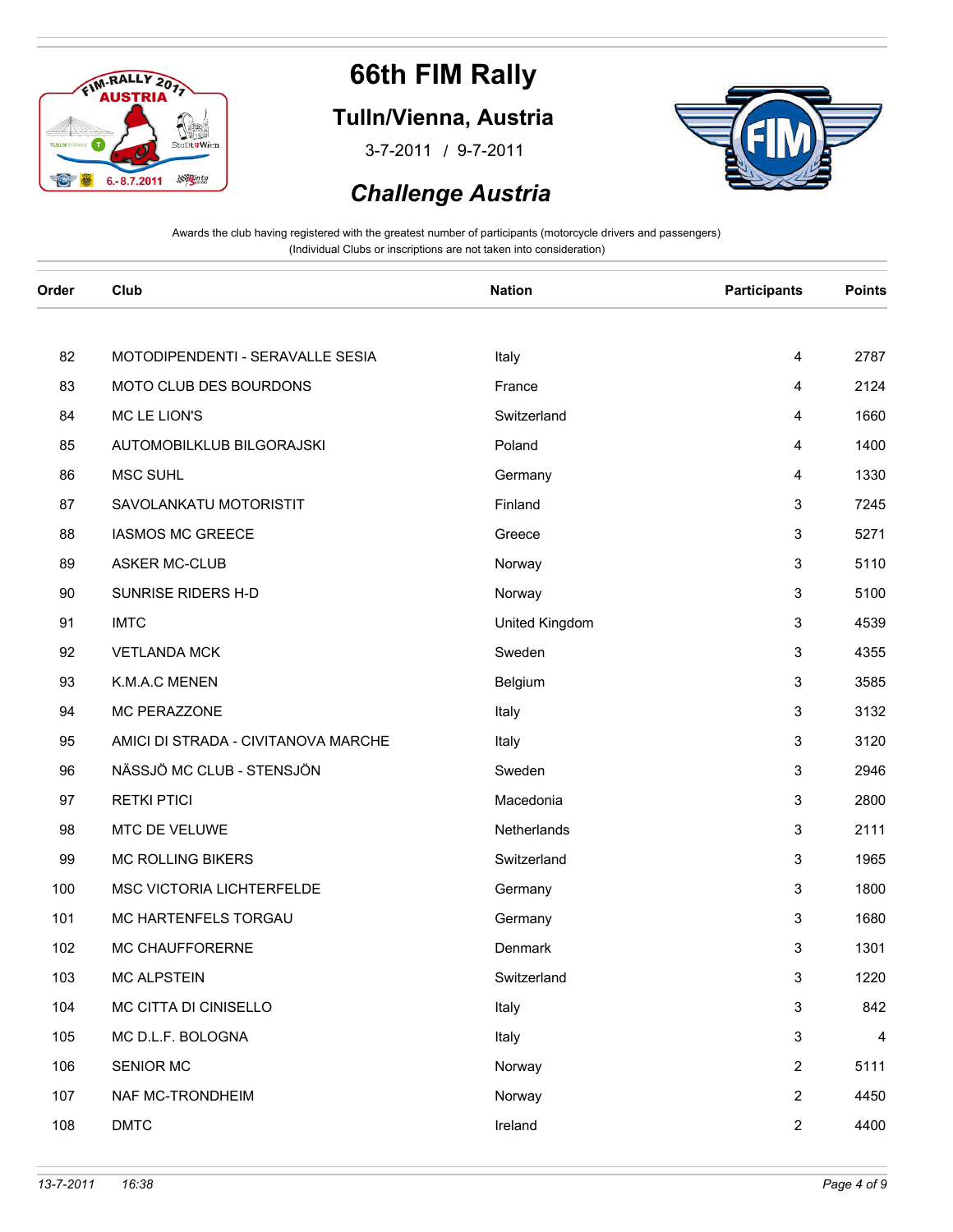# 66th FIM Rally

## Tulln/Vienna, Austria

3-7-2011 / 9-7-2011

## *Challenge Austria*

Awards the club having registered with the greatest number of participants (motorcycle drivers and passengers)
(Individual Clubs or inscriptions are not taken into consideration)

| Order | Club | Nation | Participants | Points |
|---|---|---|---|---|
| 82 | MOTODIPENDENTI - SERAVALLE SESIA | Italy | 4 | 2787 |
| 83 | MOTO CLUB DES BOURDONS | France | 4 | 2124 |
| 84 | MC LE LION'S | Switzerland | 4 | 1660 |
| 85 | AUTOMOBILKLUB BILGORAJSKI | Poland | 4 | 1400 |
| 86 | MSC SUHL | Germany | 4 | 1330 |
| 87 | SAVOLANKATU MOTORISTIT | Finland | 3 | 7245 |
| 88 | IASMOS MC GREECE | Greece | 3 | 5271 |
| 89 | ASKER MC-CLUB | Norway | 3 | 5110 |
| 90 | SUNRISE RIDERS H-D | Norway | 3 | 5100 |
| 91 | IMTC | United Kingdom | 3 | 4539 |
| 92 | VETLANDA MCK | Sweden | 3 | 4355 |
| 93 | K.M.A.C MENEN | Belgium | 3 | 3585 |
| 94 | MC PERAZZONE | Italy | 3 | 3132 |
| 95 | AMICI DI STRADA - CIVITANOVA MARCHE | Italy | 3 | 3120 |
| 96 | NÄSSJÖ MC CLUB - STENSJÖN | Sweden | 3 | 2946 |
| 97 | RETKI PTICI | Macedonia | 3 | 2800 |
| 98 | MTC DE VELUWE | Netherlands | 3 | 2111 |
| 99 | MC ROLLING BIKERS | Switzerland | 3 | 1965 |
| 100 | MSC VICTORIA LICHTERFELDE | Germany | 3 | 1800 |
| 101 | MC HARTENFELS TORGAU | Germany | 3 | 1680 |
| 102 | MC CHAUFFORERNE | Denmark | 3 | 1301 |
| 103 | MC ALPSTEIN | Switzerland | 3 | 1220 |
| 104 | MC CITTA DI CINISELLO | Italy | 3 | 842 |
| 105 | MC D.L.F. BOLOGNA | Italy | 3 | 4 |
| 106 | SENIOR MC | Norway | 2 | 5111 |
| 107 | NAF MC-TRONDHEIM | Norway | 2 | 4450 |
| 108 | DMTC | Ireland | 2 | 4400 |

*13-7-2011 16:38*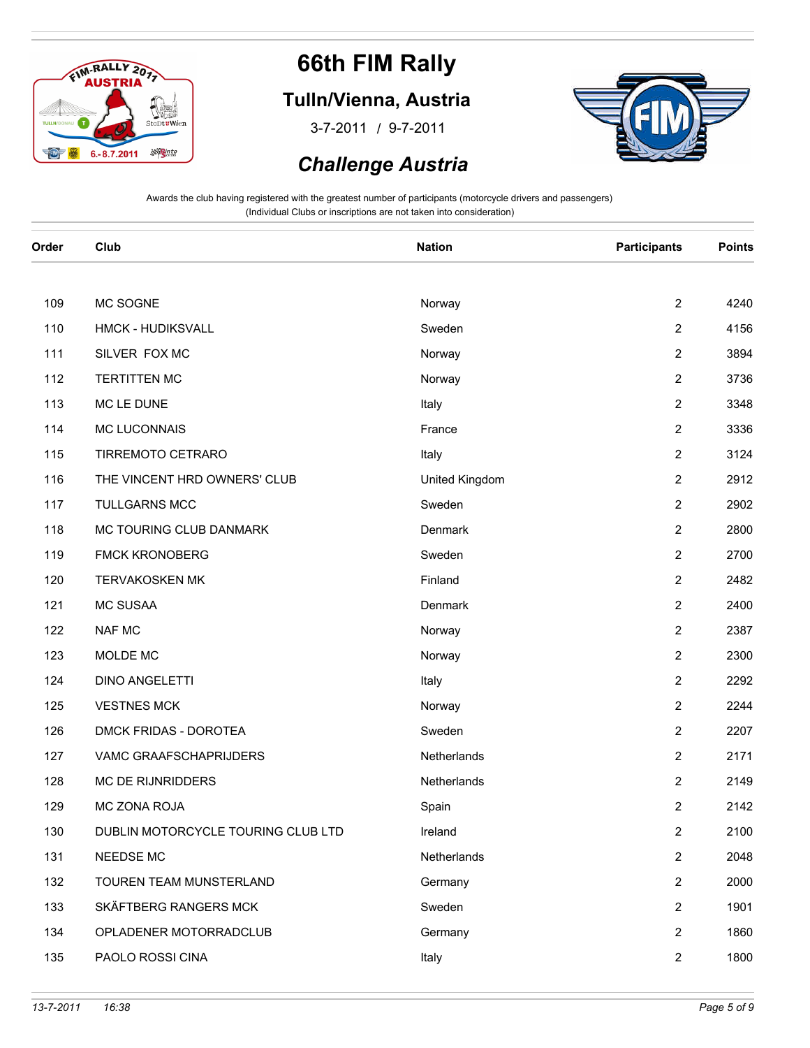# 66th FIM Rally

## Tulln/Vienna, Austria

3-7-2011 / 9-7-2011

## *Challenge Austria*

Awards the club having registered with the greatest number of participants (motorcycle drivers and passengers)
(Individual Clubs or inscriptions are not taken into consideration)

| Order | Club | Nation | Participants | Points |
|---|---|---|---|---|
| 109 | MC SOGNE | Norway | 2 | 4240 |
| 110 | HMCK - HUDIKSVALL | Sweden | 2 | 4156 |
| 111 | SILVER FOX MC | Norway | 2 | 3894 |
| 112 | TERTITTEN MC | Norway | 2 | 3736 |
| 113 | MC LE DUNE | Italy | 2 | 3348 |
| 114 | MC LUCONNAIS | France | 2 | 3336 |
| 115 | TIRREMOTO CETRARO | Italy | 2 | 3124 |
| 116 | THE VINCENT HRD OWNERS' CLUB | United Kingdom | 2 | 2912 |
| 117 | TULLGARNS MCC | Sweden | 2 | 2902 |
| 118 | MC TOURING CLUB DANMARK | Denmark | 2 | 2800 |
| 119 | FMCK KRONOBERG | Sweden | 2 | 2700 |
| 120 | TERVAKOSKEN MK | Finland | 2 | 2482 |
| 121 | MC SUSAA | Denmark | 2 | 2400 |
| 122 | NAF MC | Norway | 2 | 2387 |
| 123 | MOLDE MC | Norway | 2 | 2300 |
| 124 | DINO ANGELETTI | Italy | 2 | 2292 |
| 125 | VESTNES MCK | Norway | 2 | 2244 |
| 126 | DMCK FRIDAS - DOROTEA | Sweden | 2 | 2207 |
| 127 | VAMC GRAAFSCHAPRIJDERS | Netherlands | 2 | 2171 |
| 128 | MC DE RIJNRIDDERS | Netherlands | 2 | 2149 |
| 129 | MC ZONA ROJA | Spain | 2 | 2142 |
| 130 | DUBLIN MOTORCYCLE TOURING CLUB LTD | Ireland | 2 | 2100 |
| 131 | NEEDSE MC | Netherlands | 2 | 2048 |
| 132 | TOUREN TEAM MUNSTERLAND | Germany | 2 | 2000 |
| 133 | SKÄFTBERG RANGERS MCK | Sweden | 2 | 1901 |
| 134 | OPLADENER MOTORRADCLUB | Germany | 2 | 1860 |
| 135 | PAOLO ROSSI CINA | Italy | 2 | 1800 |

*13-7-2011 16:38*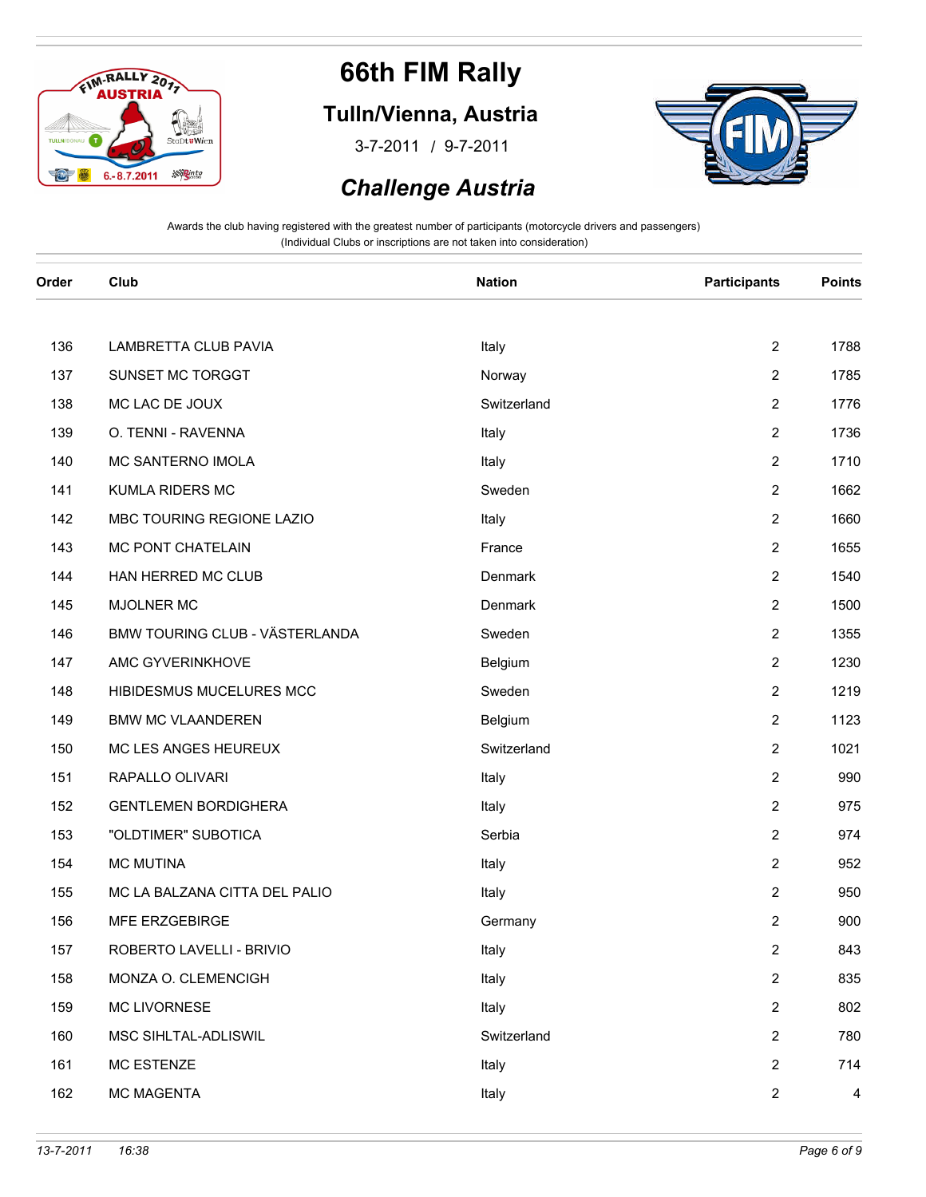# 66th FIM Rally

## Tulln/Vienna, Austria

3-7-2011 / 9-7-2011

## *Challenge Austria*

Awards the club having registered with the greatest number of participants (motorcycle drivers and passengers)
(Individual Clubs or inscriptions are not taken into consideration)

| Order | Club | Nation | Participants | Points |
|---|---|---|---|---|
| 136 | LAMBRETTA CLUB PAVIA | Italy | 2 | 1788 |
| 137 | SUNSET MC TORGGT | Norway | 2 | 1785 |
| 138 | MC LAC DE JOUX | Switzerland | 2 | 1776 |
| 139 | O. TENNI - RAVENNA | Italy | 2 | 1736 |
| 140 | MC SANTERNO IMOLA | Italy | 2 | 1710 |
| 141 | KUMLA RIDERS MC | Sweden | 2 | 1662 |
| 142 | MBC TOURING REGIONE LAZIO | Italy | 2 | 1660 |
| 143 | MC PONT CHATELAIN | France | 2 | 1655 |
| 144 | HAN HERRED MC CLUB | Denmark | 2 | 1540 |
| 145 | MJOLNER MC | Denmark | 2 | 1500 |
| 146 | BMW TOURING CLUB - VÄSTERLANDA | Sweden | 2 | 1355 |
| 147 | AMC GYVERINKHOVE | Belgium | 2 | 1230 |
| 148 | HIBIDESMUS MUCELURES MCC | Sweden | 2 | 1219 |
| 149 | BMW MC VLAANDEREN | Belgium | 2 | 1123 |
| 150 | MC LES ANGES HEUREUX | Switzerland | 2 | 1021 |
| 151 | RAPALLO OLIVARI | Italy | 2 | 990 |
| 152 | GENTLEMEN BORDIGHERA | Italy | 2 | 975 |
| 153 | "OLDTIMER" SUBOTICA | Serbia | 2 | 974 |
| 154 | MC MUTINA | Italy | 2 | 952 |
| 155 | MC LA BALZANA CITTA DEL PALIO | Italy | 2 | 950 |
| 156 | MFE ERZGEBIRGE | Germany | 2 | 900 |
| 157 | ROBERTO LAVELLI - BRIVIO | Italy | 2 | 843 |
| 158 | MONZA O. CLEMENCIGH | Italy | 2 | 835 |
| 159 | MC LIVORNESE | Italy | 2 | 802 |
| 160 | MSC SIHLTAL-ADLISWIL | Switzerland | 2 | 780 |
| 161 | MC ESTENZE | Italy | 2 | 714 |
| 162 | MC MAGENTA | Italy | 2 | 4 |

*13-7-2011 16:38*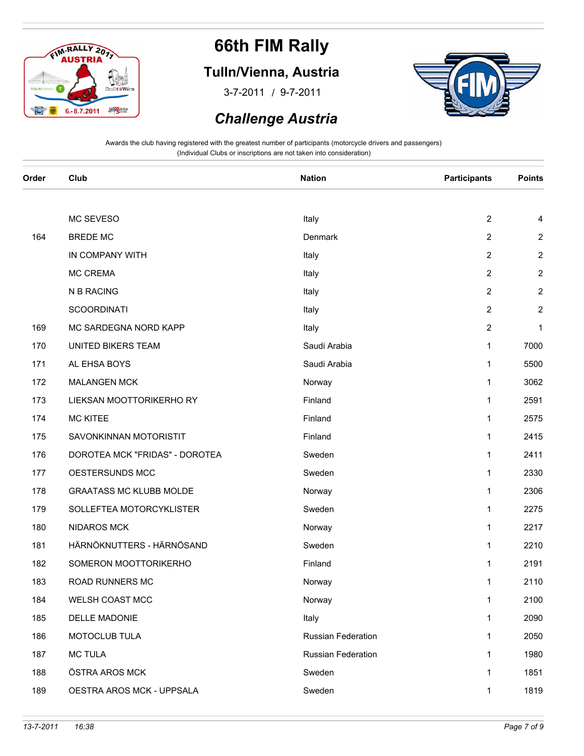# 66th FIM Rally

## Tulln/Vienna, Austria

3-7-2011 / 9-7-2011

## *Challenge Austria*

Awards the club having registered with the greatest number of participants (motorcycle drivers and passengers)
(Individual Clubs or inscriptions are not taken into consideration)

| Order | Club | Nation | Participants | Points |
|---|---|---|---|---|
| | MC SEVESO | Italy | 2 | 4 |
| 164 | BREDE MC | Denmark | 2 | 2 |
| | IN COMPANY WITH | Italy | 2 | 2 |
| | MC CREMA | Italy | 2 | 2 |
| | N B RACING | Italy | 2 | 2 |
| | SCOORDINATI | Italy | 2 | 2 |
| 169 | MC SARDEGNA NORD KAPP | Italy | 2 | 1 |
| 170 | UNITED BIKERS TEAM | Saudi Arabia | 1 | 7000 |
| 171 | AL EHSA BOYS | Saudi Arabia | 1 | 5500 |
| 172 | MALANGEN MCK | Norway | 1 | 3062 |
| 173 | LIEKSAN MOOTTORIKERHO RY | Finland | 1 | 2591 |
| 174 | MC KITEE | Finland | 1 | 2575 |
| 175 | SAVONKINNAN MOTORISTIT | Finland | 1 | 2415 |
| 176 | DOROTEA MCK "FRIDAS" - DOROTEA | Sweden | 1 | 2411 |
| 177 | OESTERSUNDS MCC | Sweden | 1 | 2330 |
| 178 | GRAATASS MC KLUBB MOLDE | Norway | 1 | 2306 |
| 179 | SOLLEFTEA MOTORCYKLISTER | Sweden | 1 | 2275 |
| 180 | NIDAROS MCK | Norway | 1 | 2217 |
| 181 | HÄRNÖKNUTTERS - HÄRNÖSAND | Sweden | 1 | 2210 |
| 182 | SOMERON MOOTTORIKERHO | Finland | 1 | 2191 |
| 183 | ROAD RUNNERS MC | Norway | 1 | 2110 |
| 184 | WELSH COAST MCC | Norway | 1 | 2100 |
| 185 | DELLE MADONIE | Italy | 1 | 2090 |
| 186 | MOTOCLUB TULA | Russian Federation | 1 | 2050 |
| 187 | MC TULA | Russian Federation | 1 | 1980 |
| 188 | ÖSTRA AROS MCK | Sweden | 1 | 1851 |
| 189 | OESTRA AROS MCK - UPPSALA | Sweden | 1 | 1819 |

*13-7-2011 16:38*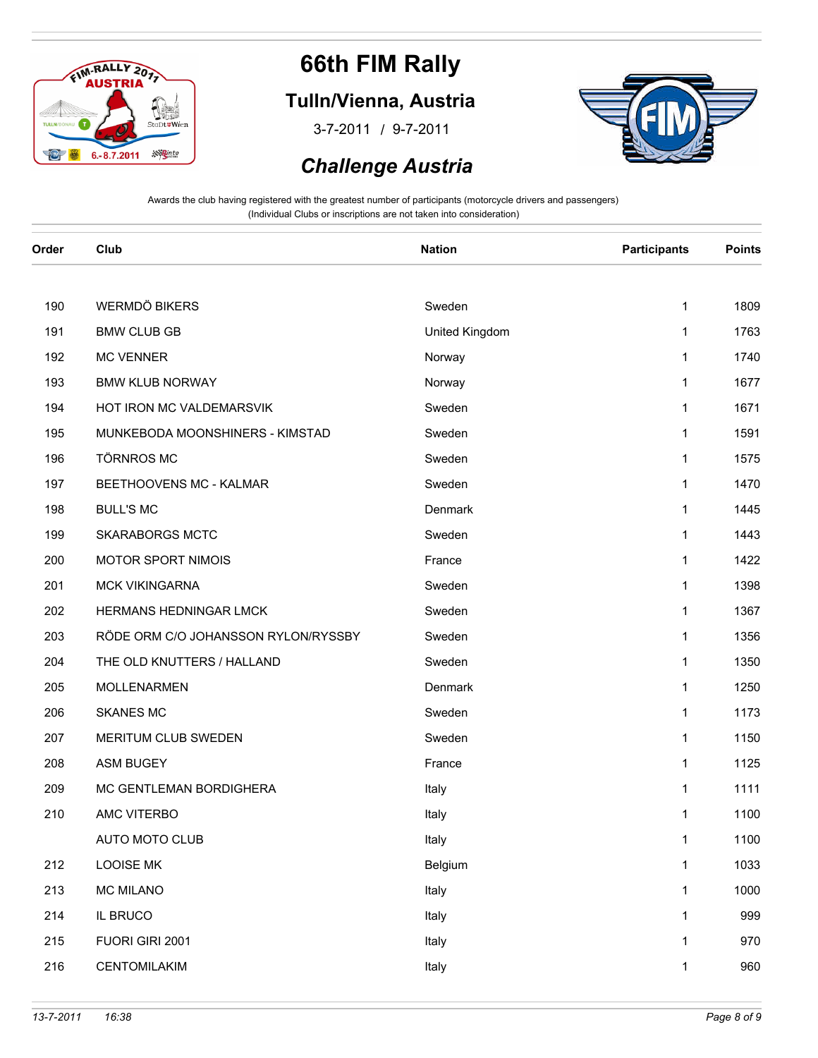# 66th FIM Rally

## Tulln/Vienna, Austria

3-7-2011 / 9-7-2011

## *Challenge Austria*

Awards the club having registered with the greatest number of participants (motorcycle drivers and passengers)
(Individual Clubs or inscriptions are not taken into consideration)

| Order | Club | Nation | Participants | Points |
|---|---|---|---|---|
| 190 | WERMDÖ BIKERS | Sweden | 1 | 1809 |
| 191 | BMW CLUB GB | United Kingdom | 1 | 1763 |
| 192 | MC VENNER | Norway | 1 | 1740 |
| 193 | BMW KLUB NORWAY | Norway | 1 | 1677 |
| 194 | HOT IRON MC VALDEMARSVIK | Sweden | 1 | 1671 |
| 195 | MUNKEBODA MOONSHINERS - KIMSTAD | Sweden | 1 | 1591 |
| 196 | TÖRNROS MC | Sweden | 1 | 1575 |
| 197 | BEETHOOVENS MC - KALMAR | Sweden | 1 | 1470 |
| 198 | BULL'S MC | Denmark | 1 | 1445 |
| 199 | SKARABORGS MCTC | Sweden | 1 | 1443 |
| 200 | MOTOR SPORT NIMOIS | France | 1 | 1422 |
| 201 | MCK VIKINGARNA | Sweden | 1 | 1398 |
| 202 | HERMANS HEDNINGAR LMCK | Sweden | 1 | 1367 |
| 203 | RÖDE ORM C/O JOHANSSON RYLON/RYSSBY | Sweden | 1 | 1356 |
| 204 | THE OLD KNUTTERS / HALLAND | Sweden | 1 | 1350 |
| 205 | MOLLENARMEN | Denmark | 1 | 1250 |
| 206 | SKANES MC | Sweden | 1 | 1173 |
| 207 | MERITUM CLUB SWEDEN | Sweden | 1 | 1150 |
| 208 | ASM BUGEY | France | 1 | 1125 |
| 209 | MC GENTLEMAN BORDIGHERA | Italy | 1 | 1111 |
| 210 | AMC VITERBO | Italy | 1 | 1100 |
| | AUTO MOTO CLUB | Italy | 1 | 1100 |
| 212 | LOOISE MK | Belgium | 1 | 1033 |
| 213 | MC MILANO | Italy | 1 | 1000 |
| 214 | IL BRUCO | Italy | 1 | 999 |
| 215 | FUORI GIRI 2001 | Italy | 1 | 970 |
| 216 | CENTOMILAKIM | Italy | 1 | 960 |

*13-7-2011 16:38*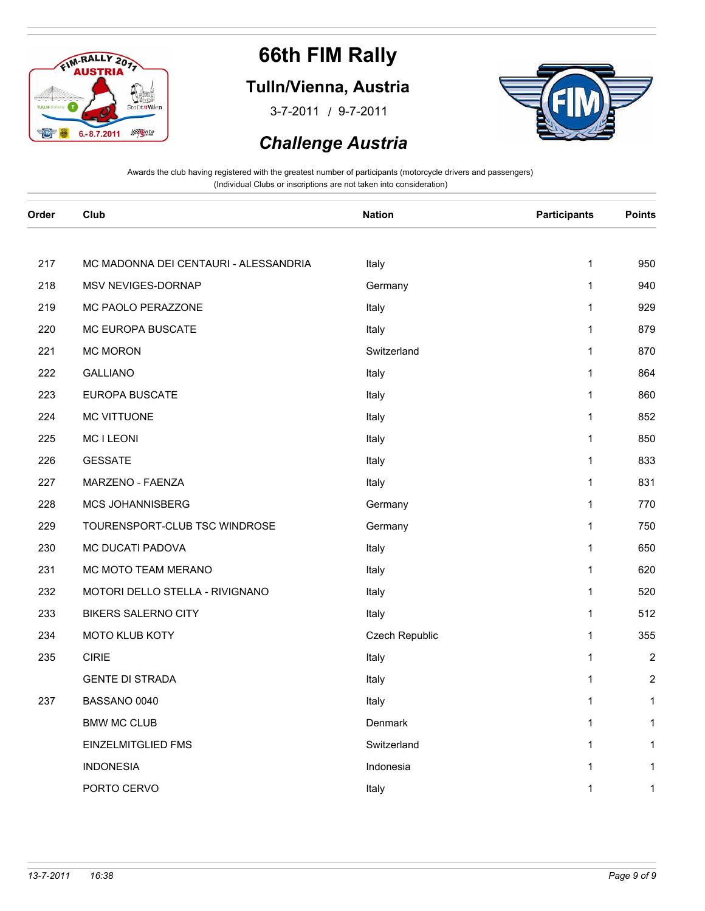# 66th FIM Rally

## Tulln/Vienna, Austria

3-7-2011 / 9-7-2011

## *Challenge Austria*

Awards the club having registered with the greatest number of participants (motorcycle drivers and passengers)
(Individual Clubs or inscriptions are not taken into consideration)

| Order | Club | Nation | Participants | Points |
|---|---|---|---|---|
| 217 | MC MADONNA DEI CENTAURI - ALESSANDRIA | Italy | 1 | 950 |
| 218 | MSV NEVIGES-DORNAP | Germany | 1 | 940 |
| 219 | MC PAOLO PERAZZONE | Italy | 1 | 929 |
| 220 | MC EUROPA BUSCATE | Italy | 1 | 879 |
| 221 | MC MORON | Switzerland | 1 | 870 |
| 222 | GALLIANO | Italy | 1 | 864 |
| 223 | EUROPA BUSCATE | Italy | 1 | 860 |
| 224 | MC VITTUONE | Italy | 1 | 852 |
| 225 | MC I LEONI | Italy | 1 | 850 |
| 226 | GESSATE | Italy | 1 | 833 |
| 227 | MARZENO - FAENZA | Italy | 1 | 831 |
| 228 | MCS JOHANNISBERG | Germany | 1 | 770 |
| 229 | TOURENSPORT-CLUB TSC WINDROSE | Germany | 1 | 750 |
| 230 | MC DUCATI PADOVA | Italy | 1 | 650 |
| 231 | MC MOTO TEAM MERANO | Italy | 1 | 620 |
| 232 | MOTORI DELLO STELLA - RIVIGNANO | Italy | 1 | 520 |
| 233 | BIKERS SALERNO CITY | Italy | 1 | 512 |
| 234 | MOTO KLUB KOTY | Czech Republic | 1 | 355 |
| 235 | CIRIE | Italy | 1 | 2 |
| | GENTE DI STRADA | Italy | 1 | 2 |
| 237 | BASSANO 0040 | Italy | 1 | 1 |
| | BMW MC CLUB | Denmark | 1 | 1 |
| | EINZELMITGLIED FMS | Switzerland | 1 | 1 |
| | INDONESIA | Indonesia | 1 | 1 |
| | PORTO CERVO | Italy | 1 | 1 |

*13-7-2011 16:38*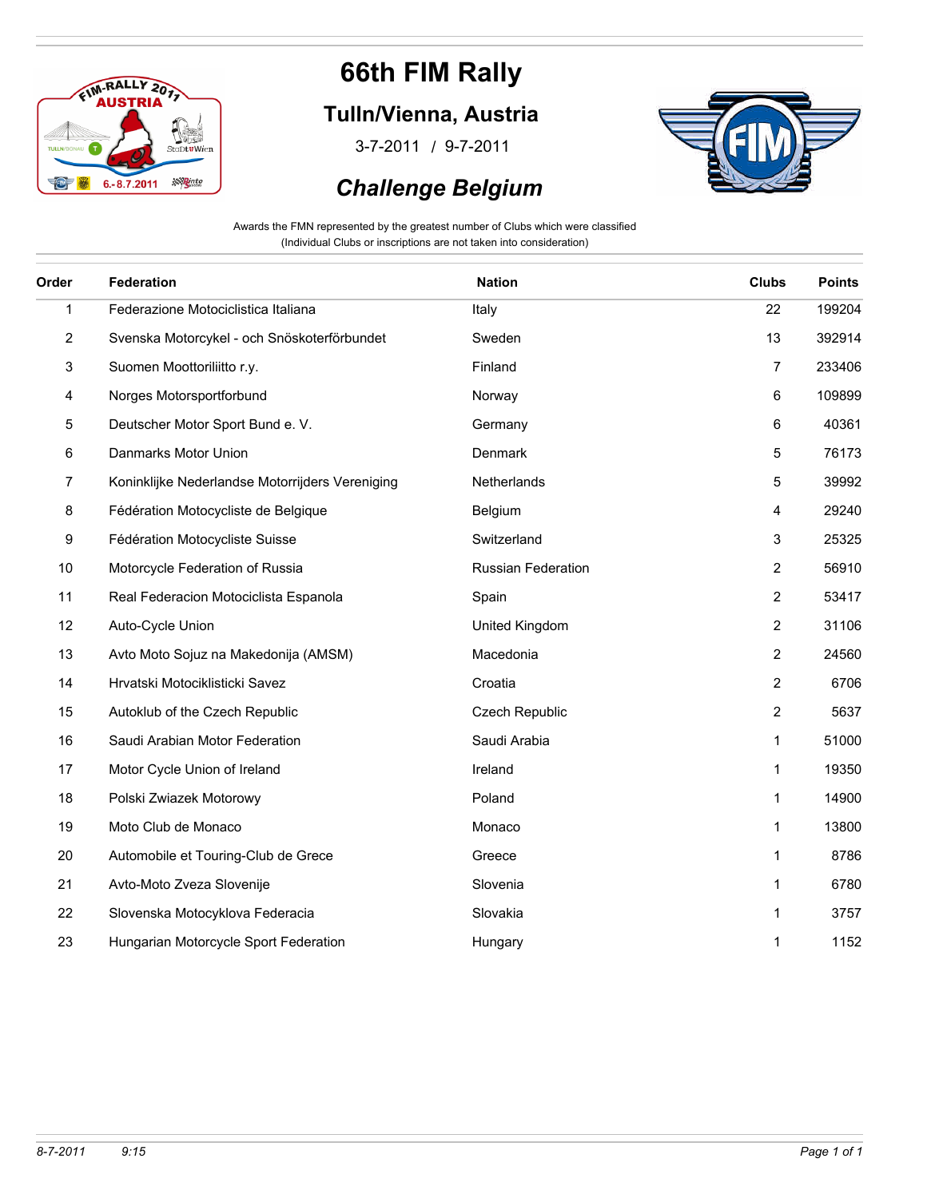# 66th FIM Rally

## Tulln/Vienna, Austria

3-7-2011 / 9-7-2011

## *Challenge Belgium*

Awards the FMN represented by the greatest number of Clubs which were classified
(Individual Clubs or inscriptions are not taken into consideration)

| Order | Federation | Nation | Clubs | Points |
|---|---|---|---|---|
| 1 | Federazione Motociclistica Italiana | Italy | 22 | 199204 |
| 2 | Svenska Motorcykel - och Snöskoterförbundet | Sweden | 13 | 392914 |
| 3 | Suomen Moottoriliitto r.y. | Finland | 7 | 233406 |
| 4 | Norges Motorsportforbund | Norway | 6 | 109899 |
| 5 | Deutscher Motor Sport Bund e. V. | Germany | 6 | 40361 |
| 6 | Danmarks Motor Union | Denmark | 5 | 76173 |
| 7 | Koninklijke Nederlandse Motorrijders Vereniging | Netherlands | 5 | 39992 |
| 8 | Fédération Motocycliste de Belgique | Belgium | 4 | 29240 |
| 9 | Fédération Motocycliste Suisse | Switzerland | 3 | 25325 |
| 10 | Motorcycle Federation of Russia | Russian Federation | 2 | 56910 |
| 11 | Real Federacion Motociclista Espanola | Spain | 2 | 53417 |
| 12 | Auto-Cycle Union | United Kingdom | 2 | 31106 |
| 13 | Avto Moto Sojuz na Makedonija (AMSM) | Macedonia | 2 | 24560 |
| 14 | Hrvatski Motociklisticki Savez | Croatia | 2 | 6706 |
| 15 | Autoklub of the Czech Republic | Czech Republic | 2 | 5637 |
| 16 | Saudi Arabian Motor Federation | Saudi Arabia | 1 | 51000 |
| 17 | Motor Cycle Union of Ireland | Ireland | 1 | 19350 |
| 18 | Polski Zwiazek Motorowy | Poland | 1 | 14900 |
| 19 | Moto Club de Monaco | Monaco | 1 | 13800 |
| 20 | Automobile et Touring-Club de Grece | Greece | 1 | 8786 |
| 21 | Avto-Moto Zveza Slovenije | Slovenia | 1 | 6780 |
| 22 | Slovenska Motocyklova Federacia | Slovakia | 1 | 3757 |
| 23 | Hungarian Motorcycle Sport Federation | Hungary | 1 | 1152 |

*8-7-2011 9:15*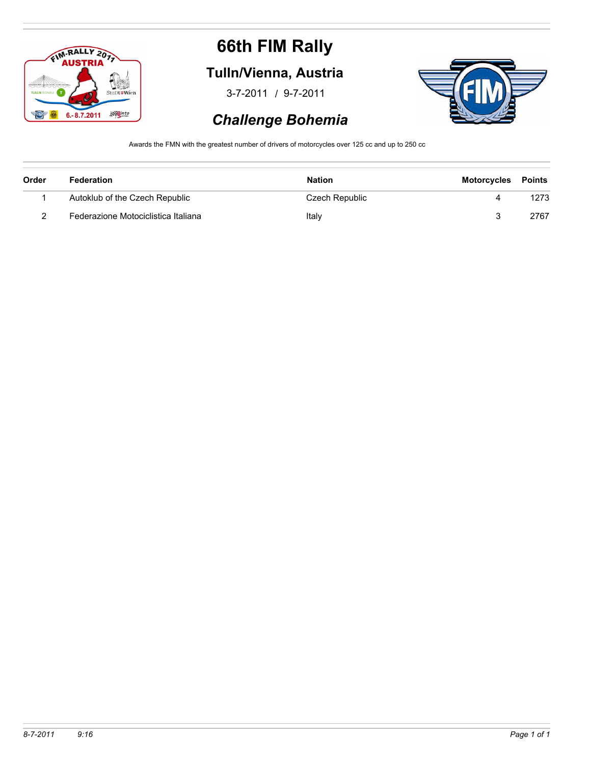# 66th FIM Rally

## Tulln/Vienna, Austria

3-7-2011 / 9-7-2011

### *Challenge Bohemia*

Awards the FMN with the greatest number of drivers of motorcycles over 125 cc and up to 250 cc

| Order | Federation | Nation | Motorcycles | Points |
|---|---|---|---|---|
| 1 | Autoklub of the Czech Republic | Czech Republic | 4 | 1273 |
| 2 | Federazione Motociclistica Italiana | Italy | 3 | 2767 |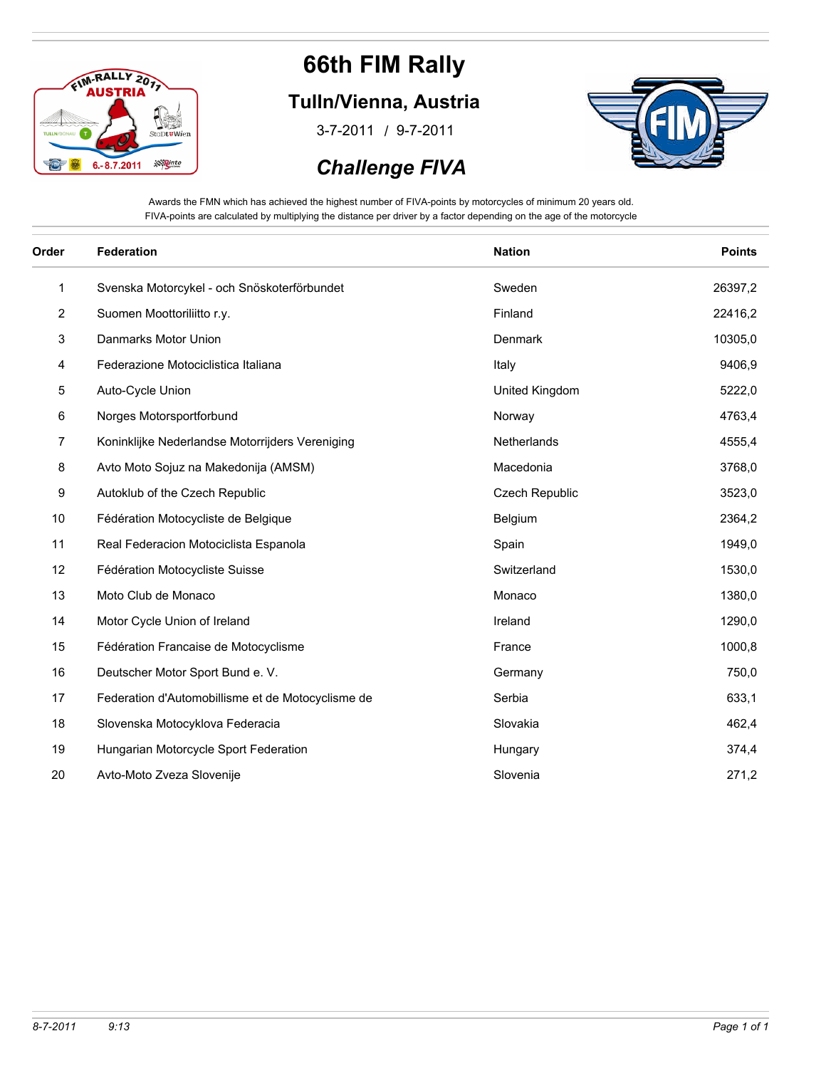# 66th FIM Rally

## Tulln/Vienna, Austria

3-7-2011 / 9-7-2011

## *Challenge FIVA*

Awards the FMN which has achieved the highest number of FIVA-points by motorcycles of minimum 20 years old.
FIVA-points are calculated by multiplying the distance per driver by a factor depending on the age of the motorcycle

| Order | Federation | Nation | Points |
|---|---|---|---|
| 1 | Svenska Motorcykel - och Snöskoterförbundet | Sweden | 26397,2 |
| 2 | Suomen Moottoriliitto r.y. | Finland | 22416,2 |
| 3 | Danmarks Motor Union | Denmark | 10305,0 |
| 4 | Federazione Motociclistica Italiana | Italy | 9406,9 |
| 5 | Auto-Cycle Union | United Kingdom | 5222,0 |
| 6 | Norges Motorsportforbund | Norway | 4763,4 |
| 7 | Koninklijke Nederlandse Motorrijders Vereniging | Netherlands | 4555,4 |
| 8 | Avto Moto Sojuz na Makedonija (AMSM) | Macedonia | 3768,0 |
| 9 | Autoklub of the Czech Republic | Czech Republic | 3523,0 |
| 10 | Fédération Motocycliste de Belgique | Belgium | 2364,2 |
| 11 | Real Federacion Motociclista Espanola | Spain | 1949,0 |
| 12 | Fédération Motocycliste Suisse | Switzerland | 1530,0 |
| 13 | Moto Club de Monaco | Monaco | 1380,0 |
| 14 | Motor Cycle Union of Ireland | Ireland | 1290,0 |
| 15 | Fédération Francaise de Motocyclisme | France | 1000,8 |
| 16 | Deutscher Motor Sport Bund e. V. | Germany | 750,0 |
| 17 | Federation d'Automobillisme et de Motocyclisme de | Serbia | 633,1 |
| 18 | Slovenska Motocyklova Federacia | Slovakia | 462,4 |
| 19 | Hungarian Motorcycle Sport Federation | Hungary | 374,4 |
| 20 | Avto-Moto Zveza Slovenije | Slovenia | 271,2 |

*8-7-2011* *9:13*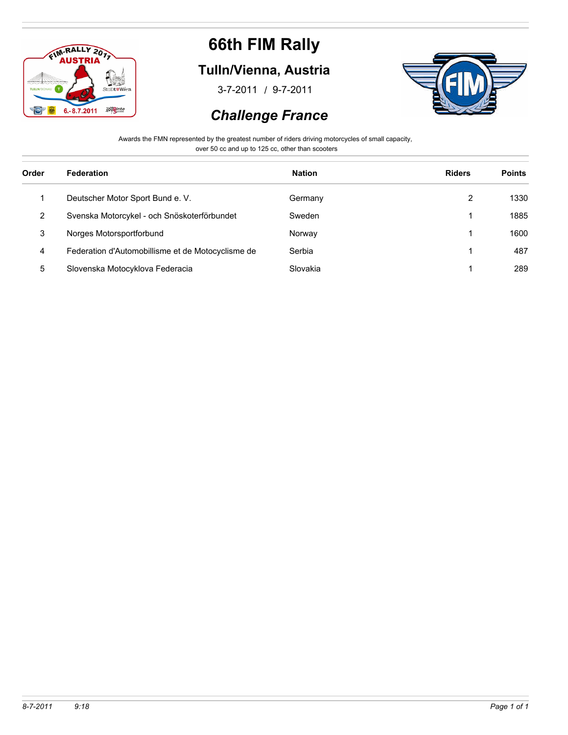# 66th FIM Rally

## Tulln/Vienna, Austria

3-7-2011 / 9-7-2011

## *Challenge France*

Awards the FMN represented by the greatest number of riders driving motorcycles of small capacity, over 50 cc and up to 125 cc, other than scooters

| Order | Federation | Nation | Riders | Points |
|---|---|---|---|---|
| 1 | Deutscher Motor Sport Bund e. V. | Germany | 2 | 1330 |
| 2 | Svenska Motorcykel - och Snöskoterförbundet | Sweden | 1 | 1885 |
| 3 | Norges Motorsportforbund | Norway | 1 | 1600 |
| 4 | Federation d'Automobillisme et de Motocyclisme de | Serbia | 1 | 487 |
| 5 | Slovenska Motocyklova Federacia | Slovakia | 1 | 289 |

*8-7-2011 9:18*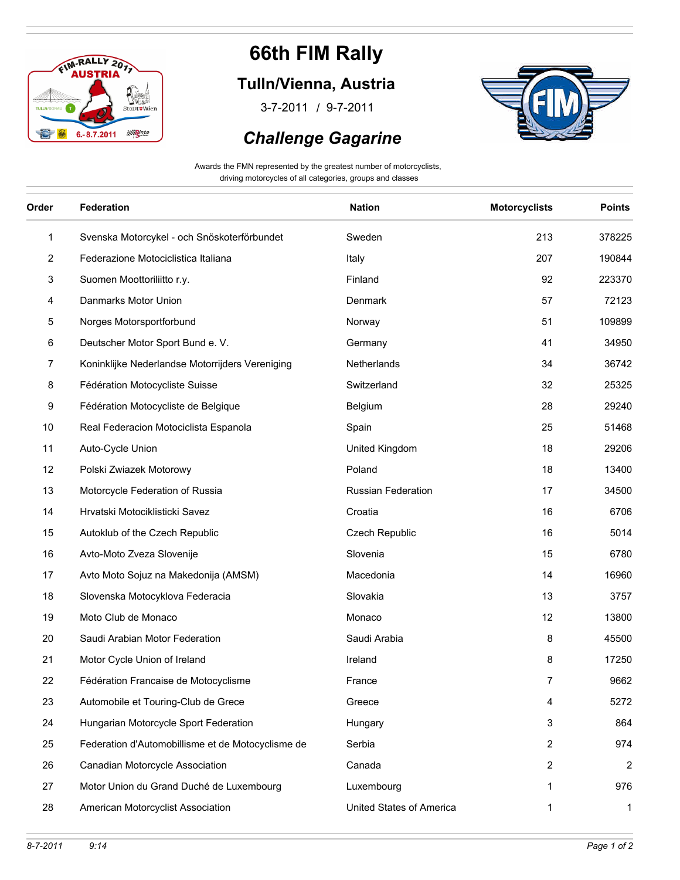# 66th FIM Rally

## Tulln/Vienna, Austria

3-7-2011 / 9-7-2011

## *Challenge Gagarine*

Awards the FMN represented by the greatest number of motorcyclists, driving motorcycles of all categories, groups and classes

| Order | Federation | Nation | Motorcyclists | Points |
|---|---|---|---|---|
| 1 | Svenska Motorcykel - och Snöskoterförbundet | Sweden | 213 | 378225 |
| 2 | Federazione Motociclistica Italiana | Italy | 207 | 190844 |
| 3 | Suomen Moottoriliitto r.y. | Finland | 92 | 223370 |
| 4 | Danmarks Motor Union | Denmark | 57 | 72123 |
| 5 | Norges Motorsportforbund | Norway | 51 | 109899 |
| 6 | Deutscher Motor Sport Bund e. V. | Germany | 41 | 34950 |
| 7 | Koninklijke Nederlandse Motorrijders Vereniging | Netherlands | 34 | 36742 |
| 8 | Fédération Motocycliste Suisse | Switzerland | 32 | 25325 |
| 9 | Fédération Motocycliste de Belgique | Belgium | 28 | 29240 |
| 10 | Real Federacion Motociclista Espanola | Spain | 25 | 51468 |
| 11 | Auto-Cycle Union | United Kingdom | 18 | 29206 |
| 12 | Polski Zwiazek Motorowy | Poland | 18 | 13400 |
| 13 | Motorcycle Federation of Russia | Russian Federation | 17 | 34500 |
| 14 | Hrvatski Motociklisticki Savez | Croatia | 16 | 6706 |
| 15 | Autoklub of the Czech Republic | Czech Republic | 16 | 5014 |
| 16 | Avto-Moto Zveza Slovenije | Slovenia | 15 | 6780 |
| 17 | Avto Moto Sojuz na Makedonija (AMSM) | Macedonia | 14 | 16960 |
| 18 | Slovenska Motocyklova Federacia | Slovakia | 13 | 3757 |
| 19 | Moto Club de Monaco | Monaco | 12 | 13800 |
| 20 | Saudi Arabian Motor Federation | Saudi Arabia | 8 | 45500 |
| 21 | Motor Cycle Union of Ireland | Ireland | 8 | 17250 |
| 22 | Fédération Francaise de Motocyclisme | France | 7 | 9662 |
| 23 | Automobile et Touring-Club de Grece | Greece | 4 | 5272 |
| 24 | Hungarian Motorcycle Sport Federation | Hungary | 3 | 864 |
| 25 | Federation d'Automobillisme et de Motocyclisme de | Serbia | 2 | 974 |
| 26 | Canadian Motorcycle Association | Canada | 2 | 2 |
| 27 | Motor Union du Grand Duché de Luxembourg | Luxembourg | 1 | 976 |
| 28 | American Motorcyclist Association | United States of America | 1 | 1 |

*8-7-2011 9:14*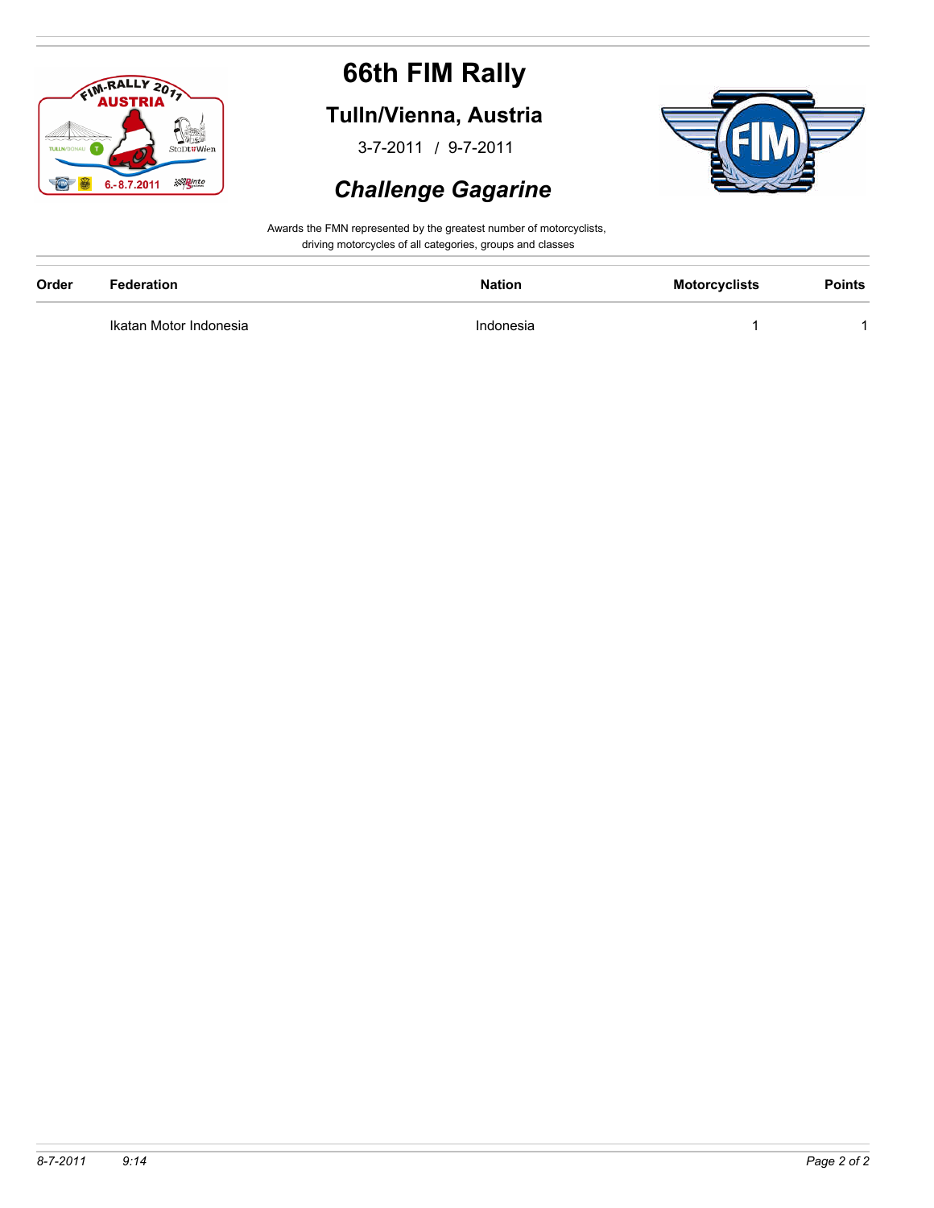# 66th FIM Rally

## Tulln/Vienna, Austria

3-7-2011 / 9-7-2011

## *Challenge Gagarine*

Awards the FMN represented by the greatest number of motorcyclists, driving motorcycles of all categories, groups and classes

| Order | Federation | Nation | Motorcyclists | Points |
|---|---|---|---|---|
| | Ikatan Motor Indonesia | Indonesia | 1 | 1 |

*8-7-2011 9:14*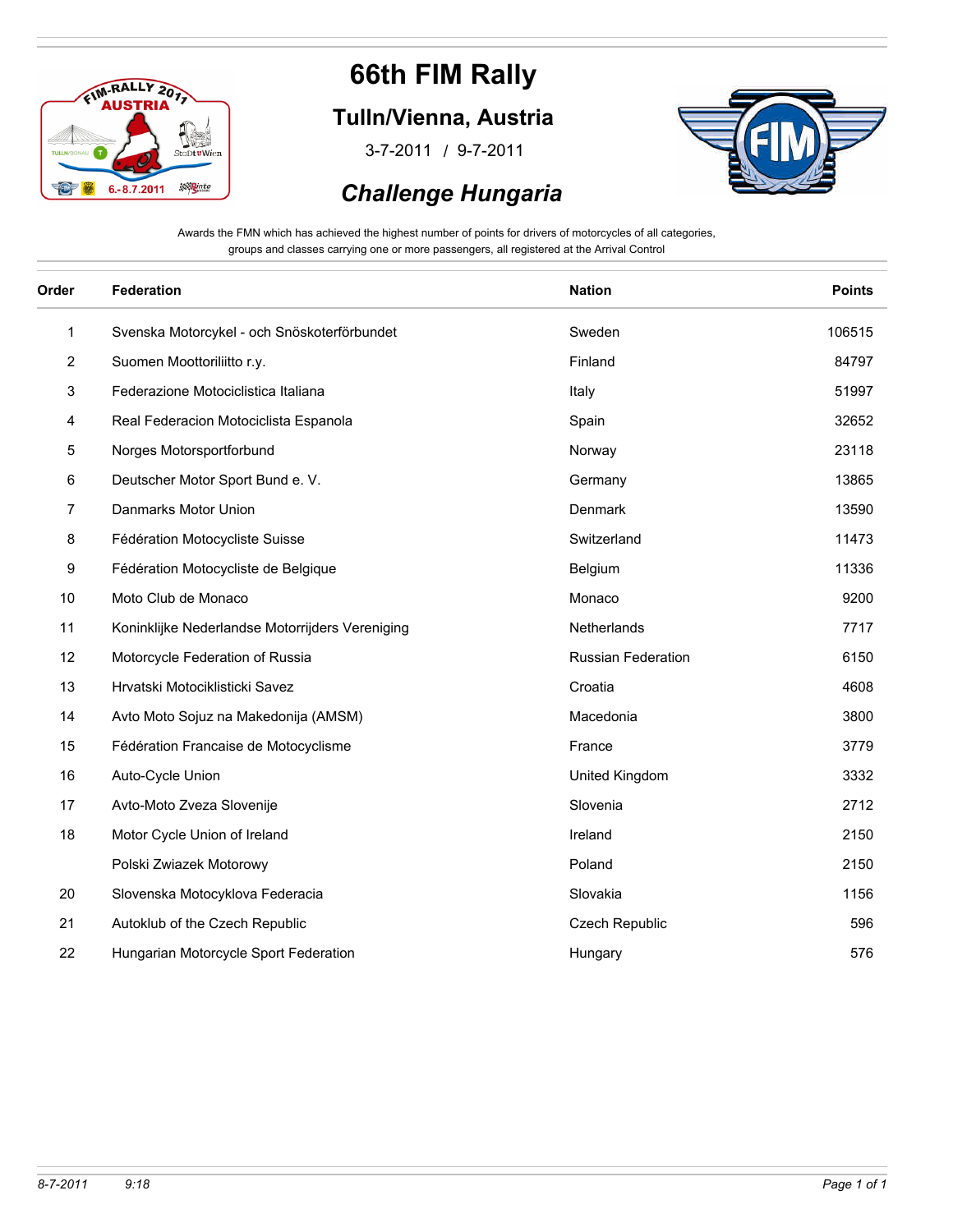# 66th FIM Rally

## Tulln/Vienna, Austria

3-7-2011 / 9-7-2011

## *Challenge Hungaria*

Awards the FMN which has achieved the highest number of points for drivers of motorcycles of all categories, groups and classes carrying one or more passengers, all registered at the Arrival Control

| Order | Federation | Nation | Points |
|---|---|---|---|
| 1 | Svenska Motorcykel - och Snöskoterförbundet | Sweden | 106515 |
| 2 | Suomen Moottoriliitto r.y. | Finland | 84797 |
| 3 | Federazione Motociclistica Italiana | Italy | 51997 |
| 4 | Real Federacion Motociclista Espanola | Spain | 32652 |
| 5 | Norges Motorsportforbund | Norway | 23118 |
| 6 | Deutscher Motor Sport Bund e. V. | Germany | 13865 |
| 7 | Danmarks Motor Union | Denmark | 13590 |
| 8 | Fédération Motocycliste Suisse | Switzerland | 11473 |
| 9 | Fédération Motocycliste de Belgique | Belgium | 11336 |
| 10 | Moto Club de Monaco | Monaco | 9200 |
| 11 | Koninklijke Nederlandse Motorrijders Vereniging | Netherlands | 7717 |
| 12 | Motorcycle Federation of Russia | Russian Federation | 6150 |
| 13 | Hrvatski Motociklisticki Savez | Croatia | 4608 |
| 14 | Avto Moto Sojuz na Makedonija (AMSM) | Macedonia | 3800 |
| 15 | Fédération Francaise de Motocyclisme | France | 3779 |
| 16 | Auto-Cycle Union | United Kingdom | 3332 |
| 17 | Avto-Moto Zveza Slovenije | Slovenia | 2712 |
| 18 | Motor Cycle Union of Ireland | Ireland | 2150 |
| | Polski Zwiazek Motorowy | Poland | 2150 |
| 20 | Slovenska Motocyklova Federacia | Slovakia | 1156 |
| 21 | Autoklub of the Czech Republic | Czech Republic | 596 |
| 22 | Hungarian Motorcycle Sport Federation | Hungary | 576 |

*8-7-2011* *9:18*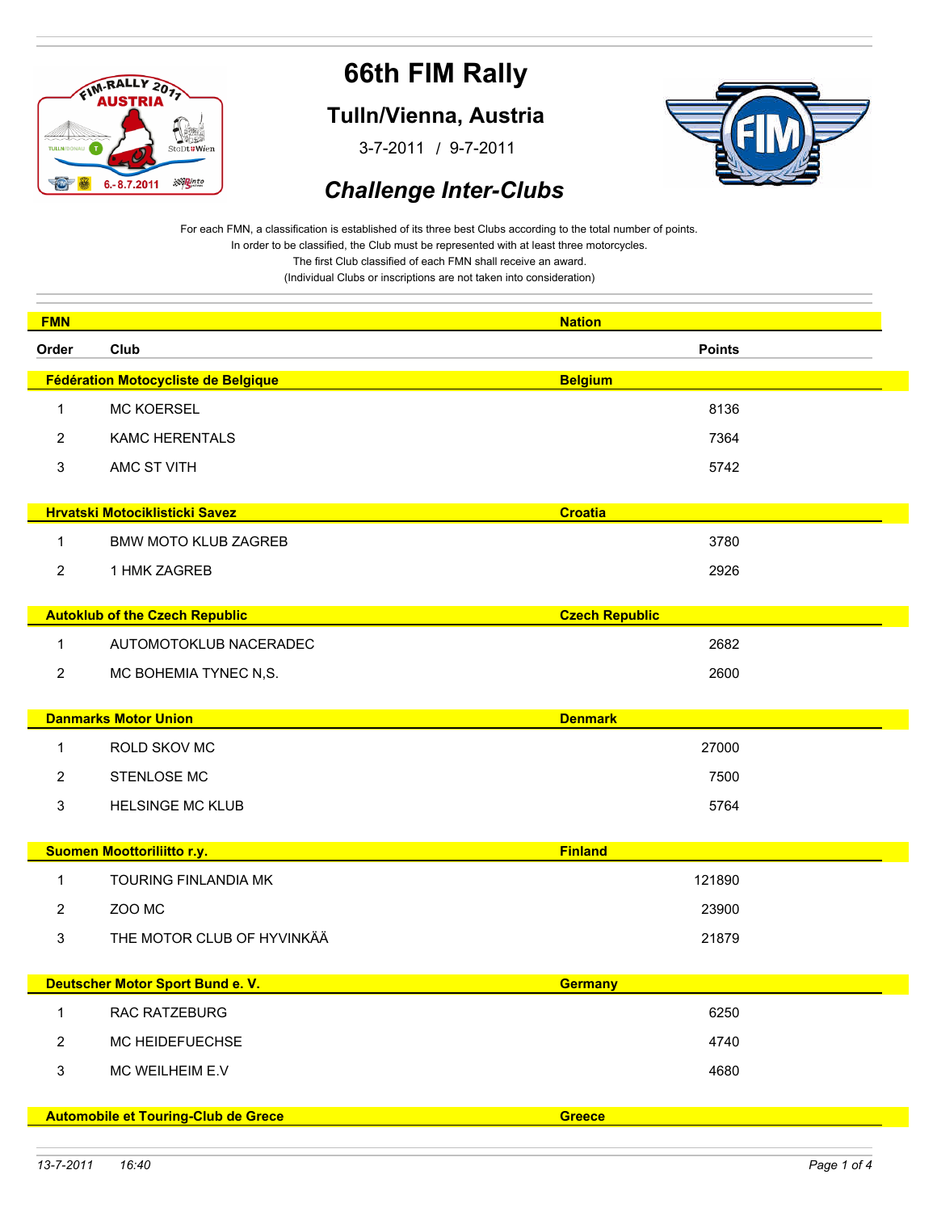# 66th FIM Rally

## Tulln/Vienna, Austria

3-7-2011 / 9-7-2011

## *Challenge Inter-Clubs*

For each FMN, a classification is established of its three best Clubs according to the total number of points.
In order to be classified, the Club must be represented with at least three motorcycles.
The first Club classified of each FMN shall receive an award.
(Individual Clubs or inscriptions are not taken into consideration)

| FMN | | Nation |
|---|---|---|
| **Order** | **Club** | **Points** |
| **Fédération Motocycliste de Belgique** | | **Belgium** |
| 1 | MC KOERSEL | 8136 |
| 2 | KAMC HERENTALS | 7364 |
| 3 | AMC ST VITH | 5742 |
| **Hrvatski Motociklisticki Savez** | | **Croatia** |
| 1 | BMW MOTO KLUB ZAGREB | 3780 |
| 2 | 1 HMK ZAGREB | 2926 |
| **Autoklub of the Czech Republic** | | **Czech Republic** |
| 1 | AUTOMOTOKLUB NACERADEC | 2682 |
| 2 | MC BOHEMIA TYNEC N,S. | 2600 |
| **Danmarks Motor Union** | | **Denmark** |
| 1 | ROLD SKOV MC | 27000 |
| 2 | STENLOSE MC | 7500 |
| 3 | HELSINGE MC KLUB | 5764 |
| **Suomen Moottoriliitto r.y.** | | **Finland** |
| 1 | TOURING FINLANDIA MK | 121890 |
| 2 | ZOO MC | 23900 |
| 3 | THE MOTOR CLUB OF HYVINKÄÄ | 21879 |
| **Deutscher Motor Sport Bund e. V.** | | **Germany** |
| 1 | RAC RATZEBURG | 6250 |
| 2 | MC HEIDEFUECHSE | 4740 |
| 3 | MC WEILHEIM E.V | 4680 |
| **Automobile et Touring-Club de Grece** | | **Greece** |

13-7-2011 16:40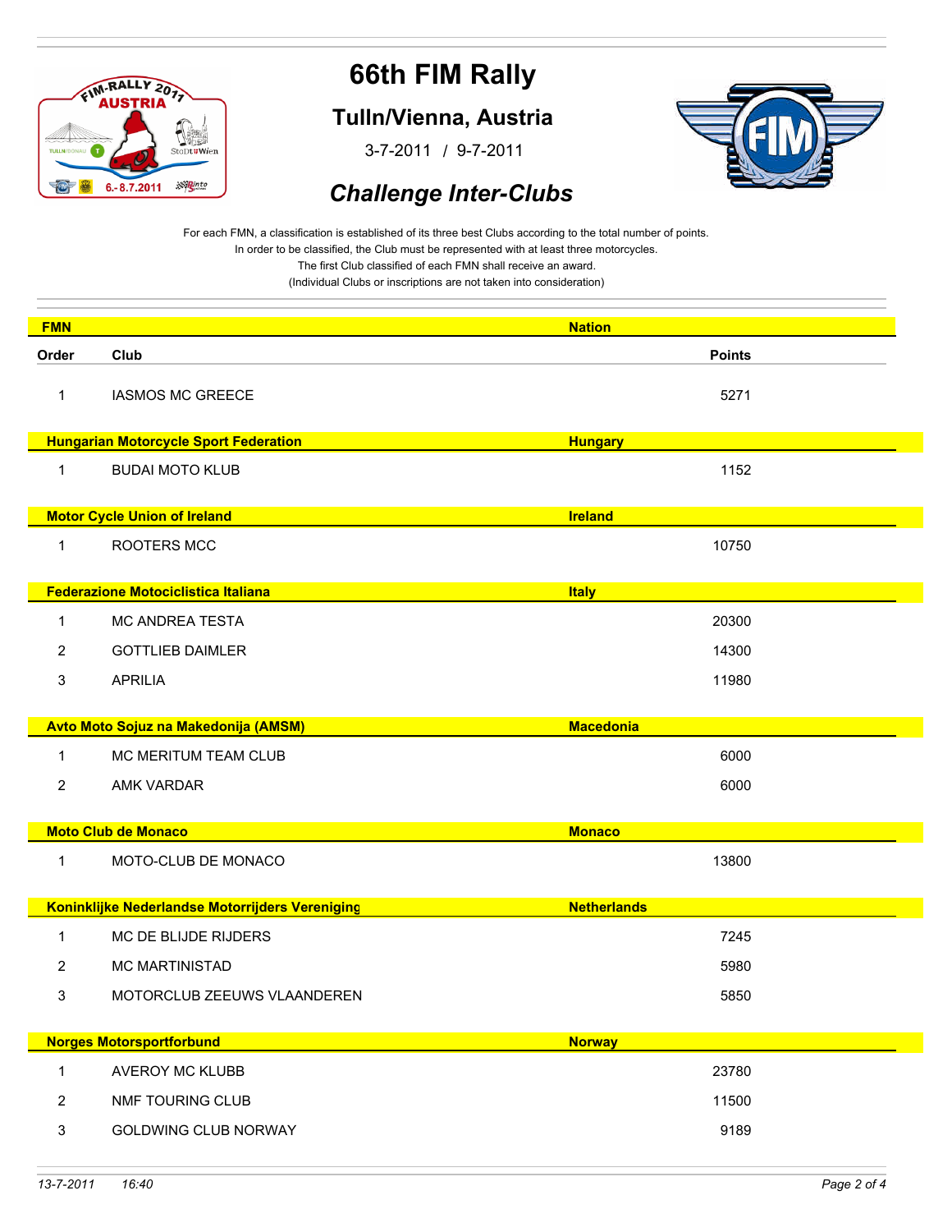# 66th FIM Rally

## Tulln/Vienna, Austria

3-7-2011 / 9-7-2011

## *Challenge Inter-Clubs*

For each FMN, a classification is established of its three best Clubs according to the total number of points.
In order to be classified, the Club must be represented with at least three motorcycles.
The first Club classified of each FMN shall receive an award.
(Individual Clubs or inscriptions are not taken into consideration)

| FMN | | Nation |
|---|---|---|
| **Order** | **Club** | **Points** |
| 1 | IASMOS MC GREECE | 5271 |
| **Hungarian Motorcycle Sport Federation** | | **Hungary** |
| 1 | BUDAI MOTO KLUB | 1152 |
| **Motor Cycle Union of Ireland** | | **Ireland** |
| 1 | ROOTERS MCC | 10750 |
| **Federazione Motociclistica Italiana** | | **Italy** |
| 1 | MC ANDREA TESTA | 20300 |
| 2 | GOTTLIEB DAIMLER | 14300 |
| 3 | APRILIA | 11980 |
| **Avto Moto Sojuz na Makedonija (AMSM)** | | **Macedonia** |
| 1 | MC MERITUM TEAM CLUB | 6000 |
| 2 | AMK VARDAR | 6000 |
| **Moto Club de Monaco** | | **Monaco** |
| 1 | MOTO-CLUB DE MONACO | 13800 |
| **Koninklijke Nederlandse Motorrijders Vereniging** | | **Netherlands** |
| 1 | MC DE BLIJDE RIJDERS | 7245 |
| 2 | MC MARTINISTAD | 5980 |
| 3 | MOTORCLUB ZEEUWS VLAANDEREN | 5850 |
| **Norges Motorsportforbund** | | **Norway** |
| 1 | AVEROY MC KLUBB | 23780 |
| 2 | NMF TOURING CLUB | 11500 |
| 3 | GOLDWING CLUB NORWAY | 9189 |

13-7-2011 16:40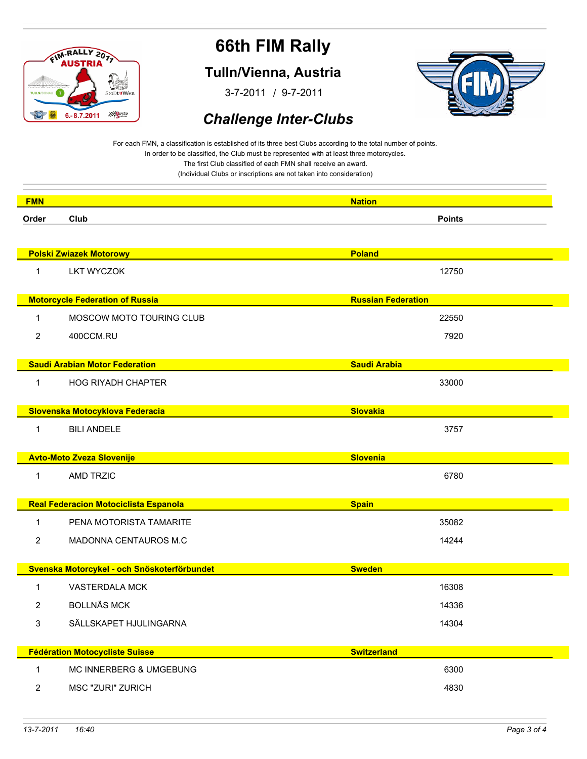# 66th FIM Rally

## Tulln/Vienna, Austria

3-7-2011 / 9-7-2011

## *Challenge Inter-Clubs*

For each FMN, a classification is established of its three best Clubs according to the total number of points.
In order to be classified, the Club must be represented with at least three motorcycles.
The first Club classified of each FMN shall receive an award.
(Individual Clubs or inscriptions are not taken into consideration)

| Order | Club | Points |
|---|---|---|
| **Polski Zwiazek Motorowy** | **Poland** | |
| 1 | LKT WYCZOK | 12750 |
| **Motorcycle Federation of Russia** | **Russian Federation** | |
| 1 | MOSCOW MOTO TOURING CLUB | 22550 |
| 2 | 400CCM.RU | 7920 |
| **Saudi Arabian Motor Federation** | **Saudi Arabia** | |
| 1 | HOG RIYADH CHAPTER | 33000 |
| **Slovenska Motocyklova Federacia** | **Slovakia** | |
| 1 | BILI ANDELE | 3757 |
| **Avto-Moto Zveza Slovenije** | **Slovenia** | |
| 1 | AMD TRZIC | 6780 |
| **Real Federacion Motociclista Espanola** | **Spain** | |
| 1 | PENA MOTORISTA TAMARITE | 35082 |
| 2 | MADONNA CENTAUROS M.C | 14244 |
| **Svenska Motorcykel - och Snöskoterförbundet** | **Sweden** | |
| 1 | VASTERDALA MCK | 16308 |
| 2 | BOLLNÄS MCK | 14336 |
| 3 | SÄLLSKAPET HJULINGARNA | 14304 |
| **Fédération Motocycliste Suisse** | **Switzerland** | |
| 1 | MC INNERBERG & UMGEBUNG | 6300 |
| 2 | MSC "ZURI" ZURICH | 4830 |

13-7-2011 16:40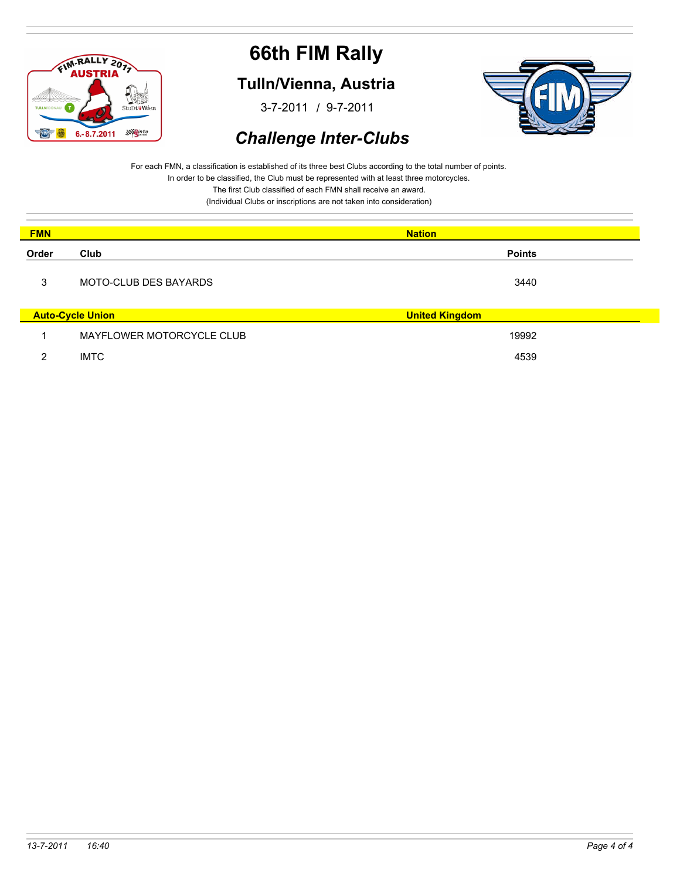# 66th FIM Rally

## Tulln/Vienna, Austria

3-7-2011 / 9-7-2011

## *Challenge Inter-Clubs*

For each FMN, a classification is established of its three best Clubs according to the total number of points.
In order to be classified, the Club must be represented with at least three motorcycles.
The first Club classified of each FMN shall receive an award.
(Individual Clubs or inscriptions are not taken into consideration)

| Order | Club | Points |
|---|---|---|
| **FMN** | **Nation** | |
| 3 | MOTO-CLUB DES BAYARDS | 3440 |
| **Auto-Cycle Union** | **United Kingdom** | |
| 1 | MAYFLOWER MOTORCYCLE CLUB | 19992 |
| 2 | IMTC | 4539 |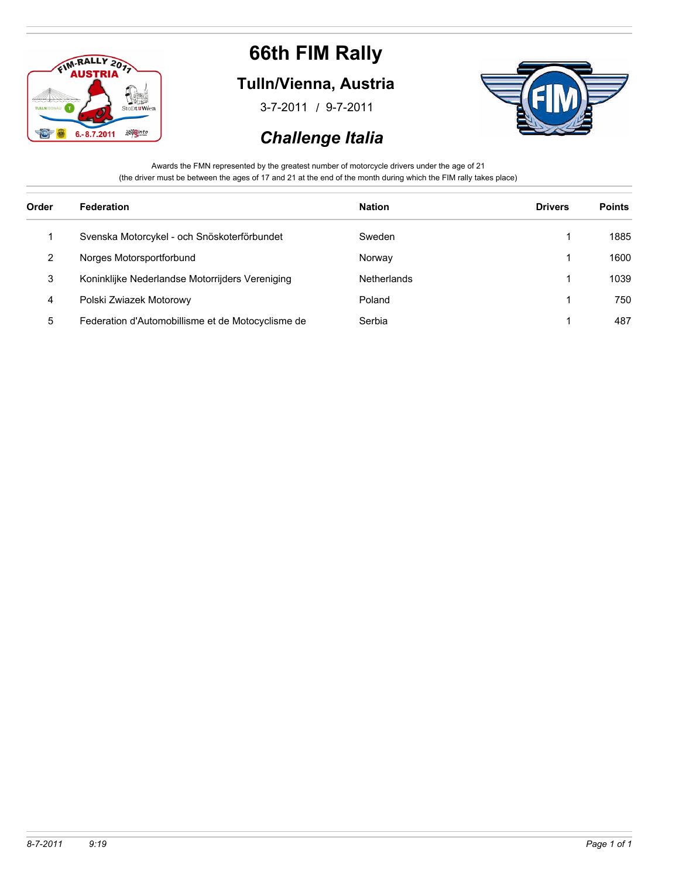# 66th FIM Rally

## Tulln/Vienna, Austria

3-7-2011 / 9-7-2011

## *Challenge Italia*

Awards the FMN represented by the greatest number of motorcycle drivers under the age of 21
(the driver must be between the ages of 17 and 21 at the end of the month during which the FIM rally takes place)

| Order | Federation | Nation | Drivers | Points |
|---|---|---|---|---|
| 1 | Svenska Motorcykel - och Snöskoterförbundet | Sweden | 1 | 1885 |
| 2 | Norges Motorsportforbund | Norway | 1 | 1600 |
| 3 | Koninklijke Nederlandse Motorrijders Vereniging | Netherlands | 1 | 1039 |
| 4 | Polski Zwiazek Motorowy | Poland | 1 | 750 |
| 5 | Federation d'Automobillisme et de Motocyclisme de | Serbia | 1 | 487 |

*8-7-2011 9:19*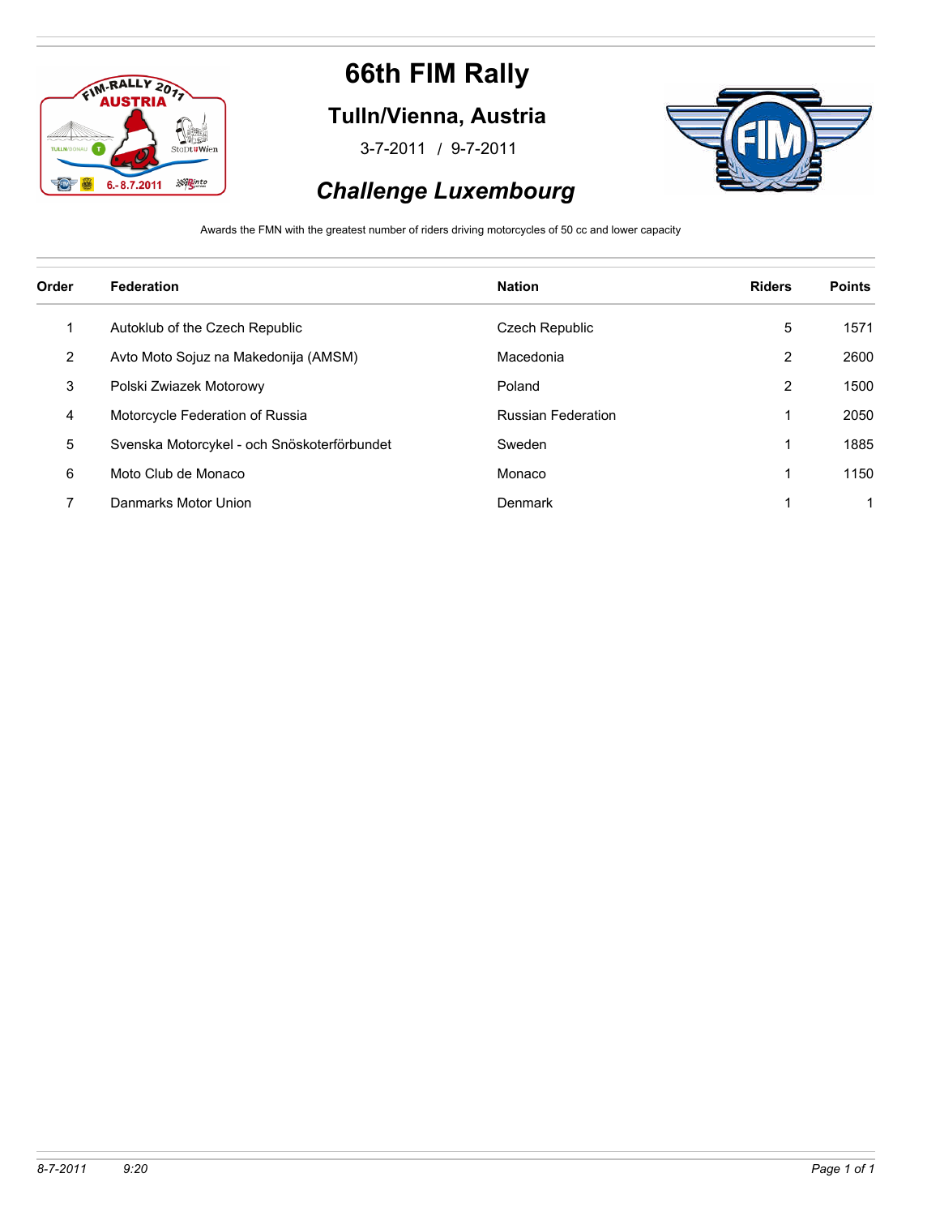# 66th FIM Rally

## Tulln/Vienna, Austria

3-7-2011 / 9-7-2011

## *Challenge Luxembourg*

Awards the FMN with the greatest number of riders driving motorcycles of 50 cc and lower capacity

| Order | Federation | Nation | Riders | Points |
|---|---|---|---|---|
| 1 | Autoklub of the Czech Republic | Czech Republic | 5 | 1571 |
| 2 | Avto Moto Sojuz na Makedonija (AMSM) | Macedonia | 2 | 2600 |
| 3 | Polski Zwiazek Motorowy | Poland | 2 | 1500 |
| 4 | Motorcycle Federation of Russia | Russian Federation | 1 | 2050 |
| 5 | Svenska Motorcykel - och Snöskoterförbundet | Sweden | 1 | 1885 |
| 6 | Moto Club de Monaco | Monaco | 1 | 1150 |
| 7 | Danmarks Motor Union | Denmark | 1 | 1 |

*8-7-2011 9:20*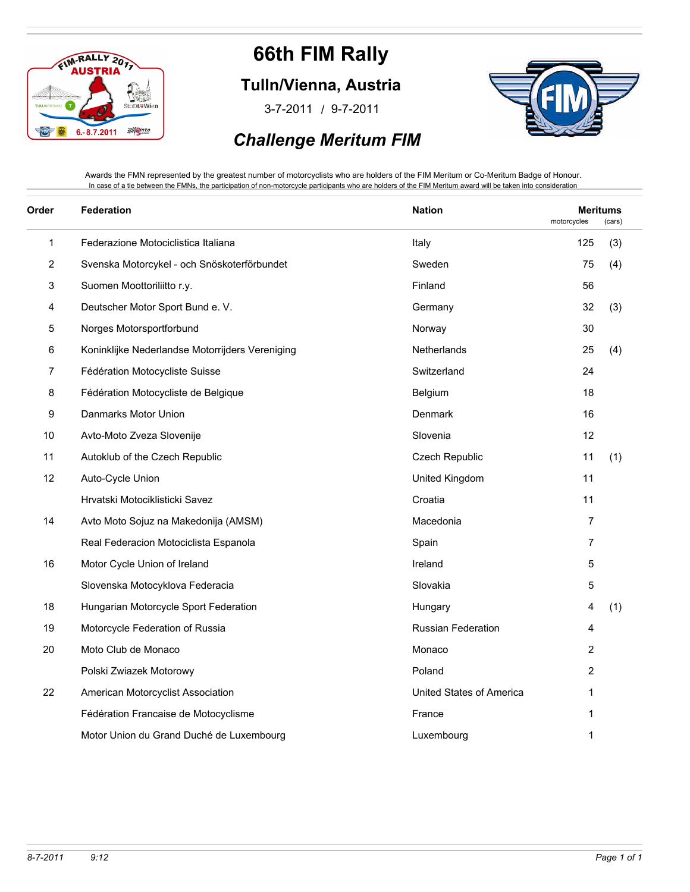# 66th FIM Rally

## Tulln/Vienna, Austria

3-7-2011 / 9-7-2011

## *Challenge Meritum FIM*

Awards the FMN represented by the greatest number of motorcyclists who are holders of the FIM Meritum or Co-Meritum Badge of Honour.
In case of a tie between the FMNs, the participation of non-motorcycle participants who are holders of the FIM Meritum award will be taken into consideration

| Order | Federation | Nation | Meritums motorcycles | (cars) |
|---|---|---|---|---|
| 1 | Federazione Motociclistica Italiana | Italy | 125 | (3) |
| 2 | Svenska Motorcykel - och Snöskoterförbundet | Sweden | 75 | (4) |
| 3 | Suomen Moottoriliitto r.y. | Finland | 56 | |
| 4 | Deutscher Motor Sport Bund e. V. | Germany | 32 | (3) |
| 5 | Norges Motorsportforbund | Norway | 30 | |
| 6 | Koninklijke Nederlandse Motorrijders Vereniging | Netherlands | 25 | (4) |
| 7 | Fédération Motocycliste Suisse | Switzerland | 24 | |
| 8 | Fédération Motocycliste de Belgique | Belgium | 18 | |
| 9 | Danmarks Motor Union | Denmark | 16 | |
| 10 | Avto-Moto Zveza Slovenije | Slovenia | 12 | |
| 11 | Autoklub of the Czech Republic | Czech Republic | 11 | (1) |
| 12 | Auto-Cycle Union | United Kingdom | 11 | |
| | Hrvatski Motociklisticki Savez | Croatia | 11 | |
| 14 | Avto Moto Sojuz na Makedonija (AMSM) | Macedonia | 7 | |
| | Real Federacion Motociclista Espanola | Spain | 7 | |
| 16 | Motor Cycle Union of Ireland | Ireland | 5 | |
| | Slovenska Motocyklova Federacia | Slovakia | 5 | |
| 18 | Hungarian Motorcycle Sport Federation | Hungary | 4 | (1) |
| 19 | Motorcycle Federation of Russia | Russian Federation | 4 | |
| 20 | Moto Club de Monaco | Monaco | 2 | |
| | Polski Zwiazek Motorowy | Poland | 2 | |
| 22 | American Motorcyclist Association | United States of America | 1 | |
| | Fédération Francaise de Motocyclisme | France | 1 | |
| | Motor Union du Grand Duché de Luxembourg | Luxembourg | 1 | |

8-7-2011 9:12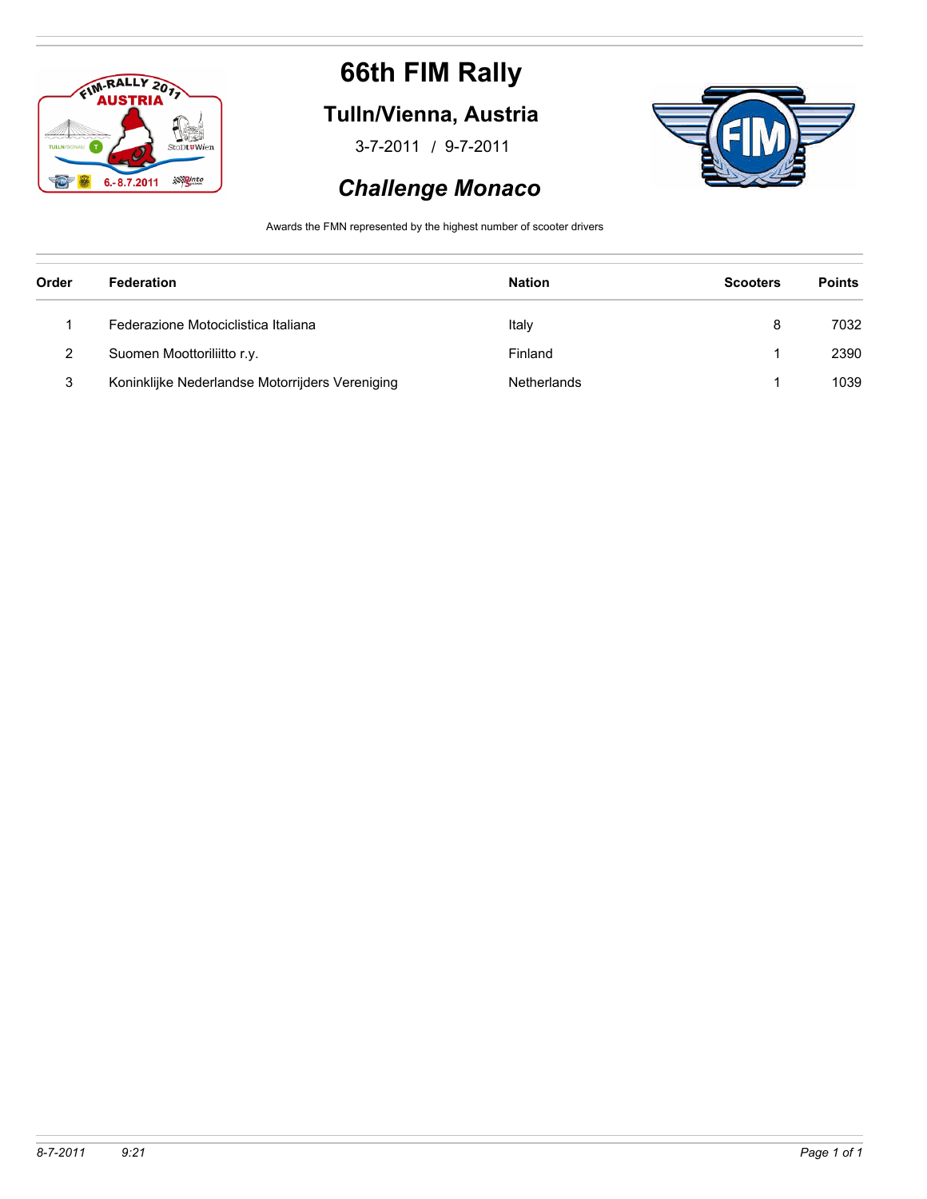# 66th FIM Rally

## Tulln/Vienna, Austria

3-7-2011 / 9-7-2011

## *Challenge Monaco*

Awards the FMN represented by the highest number of scooter drivers

| Order | Federation | Nation | Scooters | Points |
|---|---|---|---|---|
| 1 | Federazione Motociclistica Italiana | Italy | 8 | 7032 |
| 2 | Suomen Moottoriliitto r.y. | Finland | 1 | 2390 |
| 3 | Koninklijke Nederlandse Motorrijders Vereniging | Netherlands | 1 | 1039 |

*8-7-2011 9:21*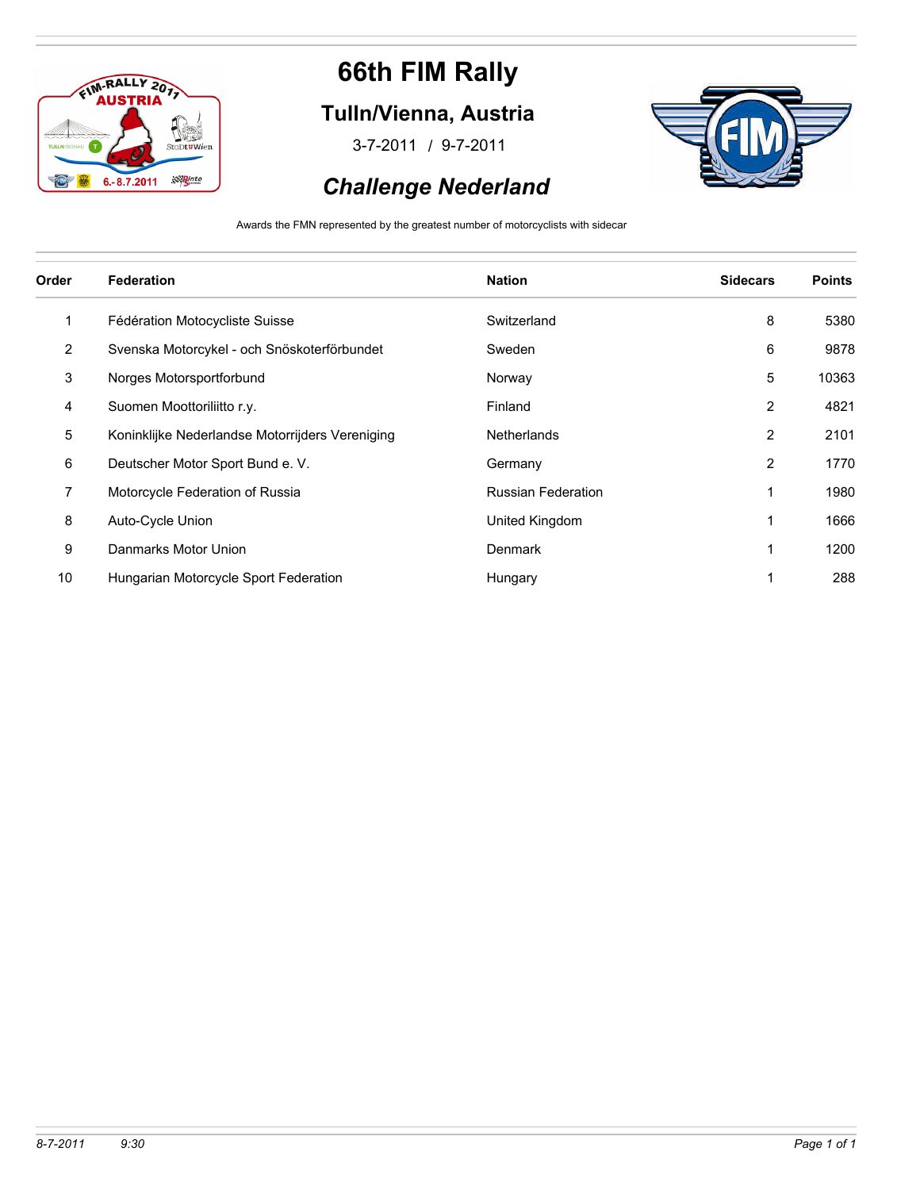# 66th FIM Rally

## Tulln/Vienna, Austria

3-7-2011 / 9-7-2011

## *Challenge Nederland*

Awards the FMN represented by the greatest number of motorcyclists with sidecar

| Order | Federation | Nation | Sidecars | Points |
|---|---|---|---|---|
| 1 | Fédération Motocycliste Suisse | Switzerland | 8 | 5380 |
| 2 | Svenska Motorcykel - och Snöskoterförbundet | Sweden | 6 | 9878 |
| 3 | Norges Motorsportforbund | Norway | 5 | 10363 |
| 4 | Suomen Moottoriliitto r.y. | Finland | 2 | 4821 |
| 5 | Koninklijke Nederlandse Motorrijders Vereniging | Netherlands | 2 | 2101 |
| 6 | Deutscher Motor Sport Bund e. V. | Germany | 2 | 1770 |
| 7 | Motorcycle Federation of Russia | Russian Federation | 1 | 1980 |
| 8 | Auto-Cycle Union | United Kingdom | 1 | 1666 |
| 9 | Danmarks Motor Union | Denmark | 1 | 1200 |
| 10 | Hungarian Motorcycle Sport Federation | Hungary | 1 | 288 |

*8-7-2011 9:30*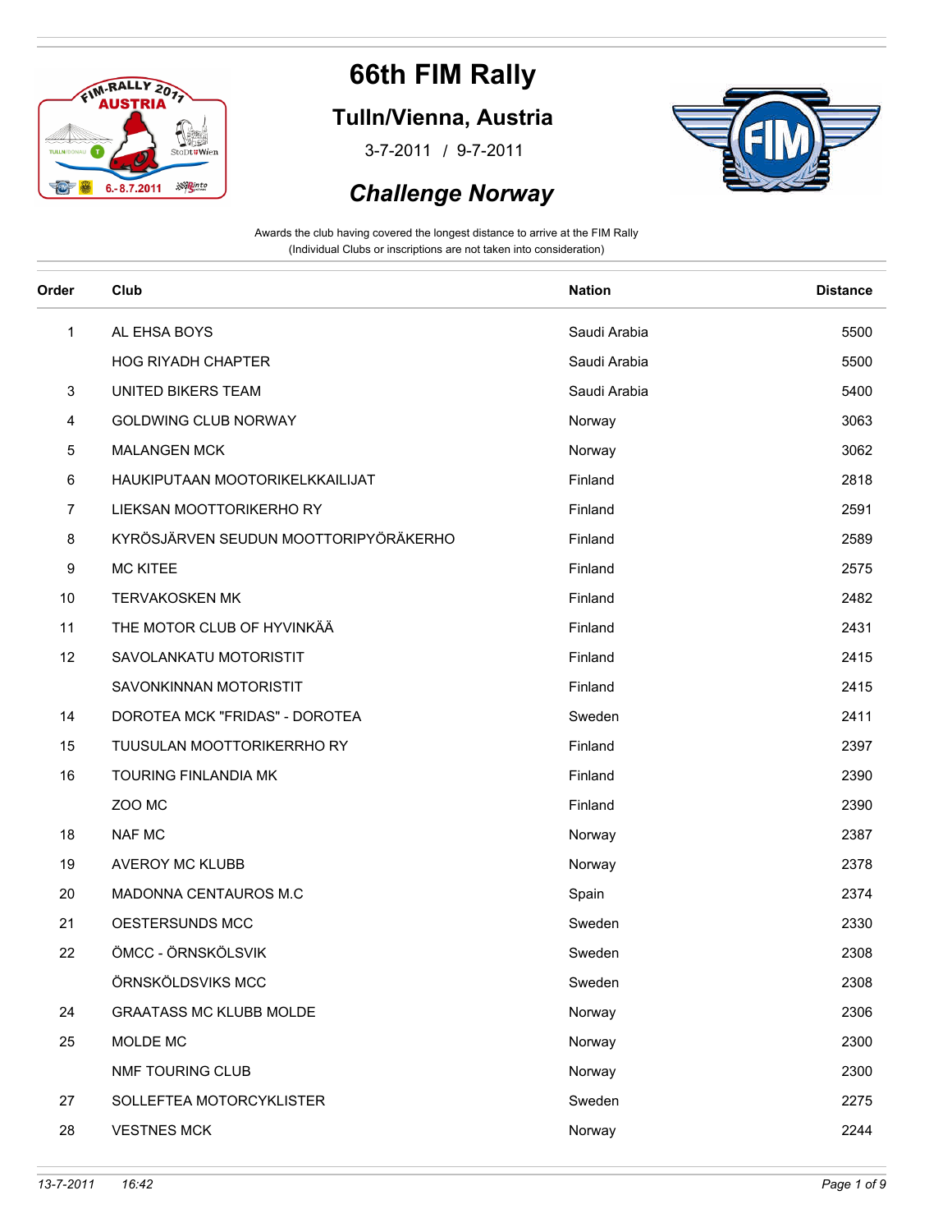# 66th FIM Rally

## Tulln/Vienna, Austria

3-7-2011 / 9-7-2011

## *Challenge Norway*

Awards the club having covered the longest distance to arrive at the FIM Rally
(Individual Clubs or inscriptions are not taken into consideration)

| Order | Club | Nation | Distance |
|---|---|---|---|
| 1 | AL EHSA BOYS | Saudi Arabia | 5500 |
| | HOG RIYADH CHAPTER | Saudi Arabia | 5500 |
| 3 | UNITED BIKERS TEAM | Saudi Arabia | 5400 |
| 4 | GOLDWING CLUB NORWAY | Norway | 3063 |
| 5 | MALANGEN MCK | Norway | 3062 |
| 6 | HAUKIPUTAAN MOOTORIKELKKAILIJAT | Finland | 2818 |
| 7 | LIEKSAN MOOTTORIKERHO RY | Finland | 2591 |
| 8 | KYRÖSJÄRVEN SEUDUN MOOTTORIPYÖRÄKERHO | Finland | 2589 |
| 9 | MC KITEE | Finland | 2575 |
| 10 | TERVAKOSKEN MK | Finland | 2482 |
| 11 | THE MOTOR CLUB OF HYVINKÄÄ | Finland | 2431 |
| 12 | SAVOLANKATU MOTORISTIT | Finland | 2415 |
| | SAVONKINNAN MOTORISTIT | Finland | 2415 |
| 14 | DOROTEA MCK "FRIDAS" - DOROTEA | Sweden | 2411 |
| 15 | TUUSULAN MOOTTORIKERRHO RY | Finland | 2397 |
| 16 | TOURING FINLANDIA MK | Finland | 2390 |
| | ZOO MC | Finland | 2390 |
| 18 | NAF MC | Norway | 2387 |
| 19 | AVEROY MC KLUBB | Norway | 2378 |
| 20 | MADONNA CENTAUROS M.C | Spain | 2374 |
| 21 | OESTERSUNDS MCC | Sweden | 2330 |
| 22 | ÖMCC - ÖRNSKÖLSVIK | Sweden | 2308 |
| | ÖRNSKÖLDSVIKS MCC | Sweden | 2308 |
| 24 | GRAATASS MC KLUBB MOLDE | Norway | 2306 |
| 25 | MOLDE MC | Norway | 2300 |
| | NMF TOURING CLUB | Norway | 2300 |
| 27 | SOLLEFTEA MOTORCYKLISTER | Sweden | 2275 |
| 28 | VESTNES MCK | Norway | 2244 |

*13-7-2011 16:42*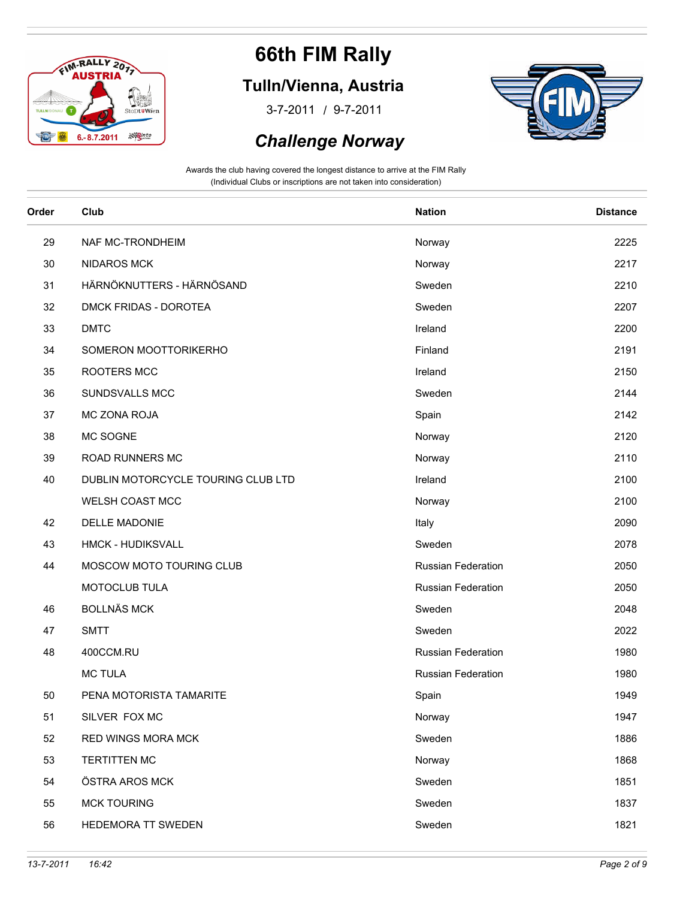# 66th FIM Rally

## Tulln/Vienna, Austria

3-7-2011 / 9-7-2011

## *Challenge Norway*

Awards the club having covered the longest distance to arrive at the FIM Rally
(Individual Clubs or inscriptions are not taken into consideration)

| Order | Club | Nation | Distance |
|---|---|---|---|
| 29 | NAF MC-TRONDHEIM | Norway | 2225 |
| 30 | NIDAROS MCK | Norway | 2217 |
| 31 | HÄRNÖKNUTTERS - HÄRNÖSAND | Sweden | 2210 |
| 32 | DMCK FRIDAS - DOROTEA | Sweden | 2207 |
| 33 | DMTC | Ireland | 2200 |
| 34 | SOMERON MOOTTORIKERHO | Finland | 2191 |
| 35 | ROOTERS MCC | Ireland | 2150 |
| 36 | SUNDSVALLS MCC | Sweden | 2144 |
| 37 | MC ZONA ROJA | Spain | 2142 |
| 38 | MC SOGNE | Norway | 2120 |
| 39 | ROAD RUNNERS MC | Norway | 2110 |
| 40 | DUBLIN MOTORCYCLE TOURING CLUB LTD | Ireland | 2100 |
| | WELSH COAST MCC | Norway | 2100 |
| 42 | DELLE MADONIE | Italy | 2090 |
| 43 | HMCK - HUDIKSVALL | Sweden | 2078 |
| 44 | MOSCOW MOTO TOURING CLUB | Russian Federation | 2050 |
| | MOTOCLUB TULA | Russian Federation | 2050 |
| 46 | BOLLNÄS MCK | Sweden | 2048 |
| 47 | SMTT | Sweden | 2022 |
| 48 | 400CCM.RU | Russian Federation | 1980 |
| | MC TULA | Russian Federation | 1980 |
| 50 | PENA MOTORISTA TAMARITE | Spain | 1949 |
| 51 | SILVER FOX MC | Norway | 1947 |
| 52 | RED WINGS MORA MCK | Sweden | 1886 |
| 53 | TERTITTEN MC | Norway | 1868 |
| 54 | ÖSTRA AROS MCK | Sweden | 1851 |
| 55 | MCK TOURING | Sweden | 1837 |
| 56 | HEDEMORA TT SWEDEN | Sweden | 1821 |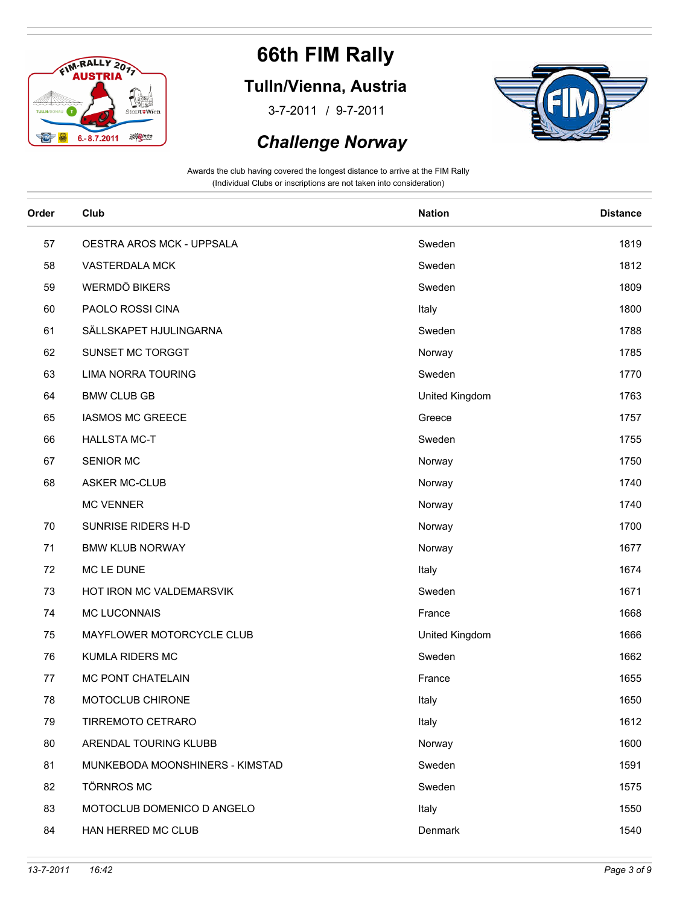# 66th FIM Rally

## Tulln/Vienna, Austria

3-7-2011 / 9-7-2011

## *Challenge Norway*

Awards the club having covered the longest distance to arrive at the FIM Rally
(Individual Clubs or inscriptions are not taken into consideration)

| Order | Club | Nation | Distance |
|---|---|---|---|
| 57 | OESTRA AROS MCK - UPPSALA | Sweden | 1819 |
| 58 | VASTERDALA MCK | Sweden | 1812 |
| 59 | WERMDÖ BIKERS | Sweden | 1809 |
| 60 | PAOLO ROSSI CINA | Italy | 1800 |
| 61 | SÄLLSKAPET HJULINGARNA | Sweden | 1788 |
| 62 | SUNSET MC TORGGT | Norway | 1785 |
| 63 | LIMA NORRA TOURING | Sweden | 1770 |
| 64 | BMW CLUB GB | United Kingdom | 1763 |
| 65 | IASMOS MC GREECE | Greece | 1757 |
| 66 | HALLSTA MC-T | Sweden | 1755 |
| 67 | SENIOR MC | Norway | 1750 |
| 68 | ASKER MC-CLUB | Norway | 1740 |
| | MC VENNER | Norway | 1740 |
| 70 | SUNRISE RIDERS H-D | Norway | 1700 |
| 71 | BMW KLUB NORWAY | Norway | 1677 |
| 72 | MC LE DUNE | Italy | 1674 |
| 73 | HOT IRON MC VALDEMARSVIK | Sweden | 1671 |
| 74 | MC LUCONNAIS | France | 1668 |
| 75 | MAYFLOWER MOTORCYCLE CLUB | United Kingdom | 1666 |
| 76 | KUMLA RIDERS MC | Sweden | 1662 |
| 77 | MC PONT CHATELAIN | France | 1655 |
| 78 | MOTOCLUB CHIRONE | Italy | 1650 |
| 79 | TIRREMOTO CETRARO | Italy | 1612 |
| 80 | ARENDAL TOURING KLUBB | Norway | 1600 |
| 81 | MUNKEBODA MOONSHINERS - KIMSTAD | Sweden | 1591 |
| 82 | TÖRNROS MC | Sweden | 1575 |
| 83 | MOTOCLUB DOMENICO D ANGELO | Italy | 1550 |
| 84 | HAN HERRED MC CLUB | Denmark | 1540 |

*13-7-2011 16:42*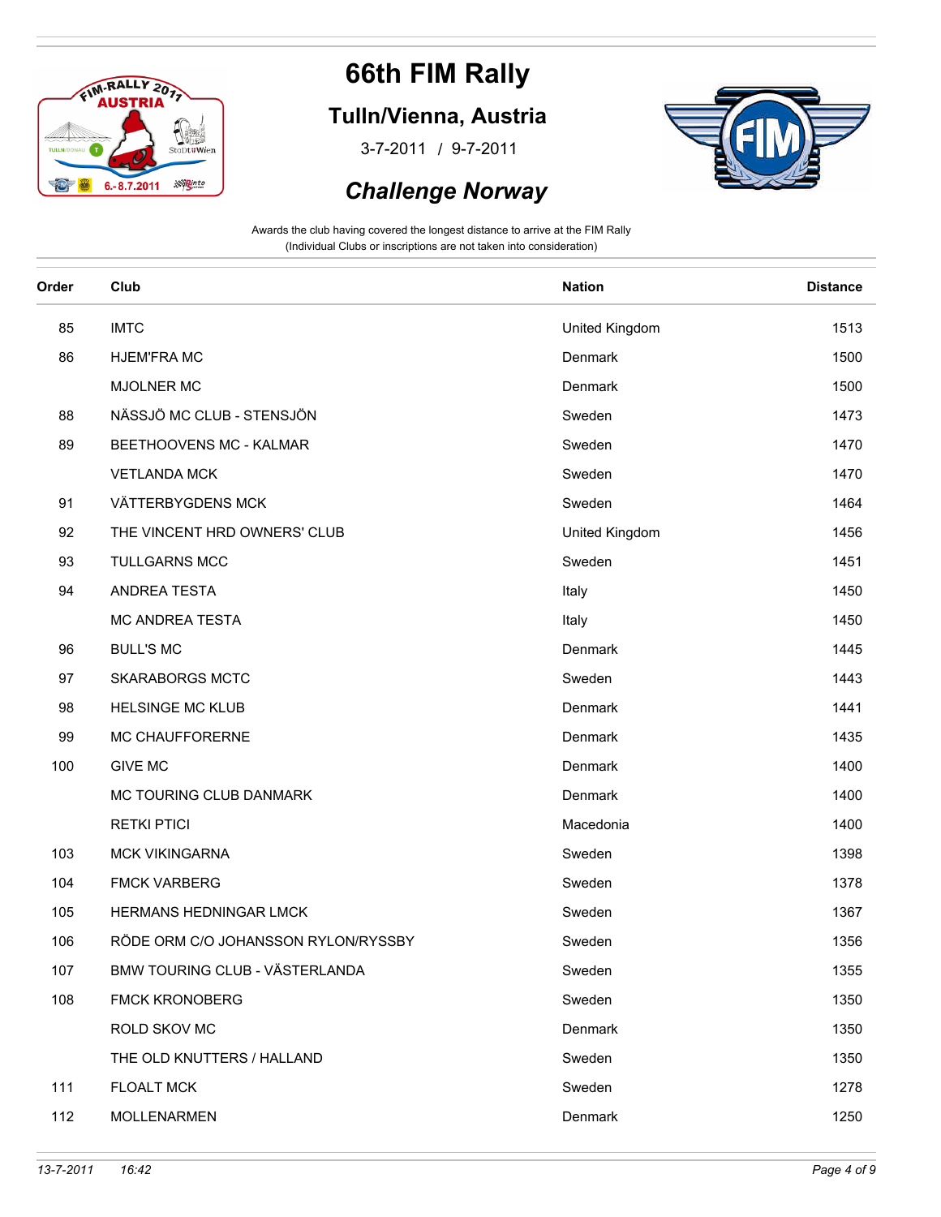# 66th FIM Rally

## Tulln/Vienna, Austria

3-7-2011 / 9-7-2011

## *Challenge Norway*

Awards the club having covered the longest distance to arrive at the FIM Rally
(Individual Clubs or inscriptions are not taken into consideration)

| Order | Club | Nation | Distance |
|---|---|---|---|
| 85 | IMTC | United Kingdom | 1513 |
| 86 | HJEM'FRA MC | Denmark | 1500 |
| | MJOLNER MC | Denmark | 1500 |
| 88 | NÄSSJÖ MC CLUB - STENSJÖN | Sweden | 1473 |
| 89 | BEETHOOVENS MC - KALMAR | Sweden | 1470 |
| | VETLANDA MCK | Sweden | 1470 |
| 91 | VÄTTERBYGDENS MCK | Sweden | 1464 |
| 92 | THE VINCENT HRD OWNERS' CLUB | United Kingdom | 1456 |
| 93 | TULLGARNS MCC | Sweden | 1451 |
| 94 | ANDREA TESTA | Italy | 1450 |
| | MC ANDREA TESTA | Italy | 1450 |
| 96 | BULL'S MC | Denmark | 1445 |
| 97 | SKARABORGS MCTC | Sweden | 1443 |
| 98 | HELSINGE MC KLUB | Denmark | 1441 |
| 99 | MC CHAUFFORERNE | Denmark | 1435 |
| 100 | GIVE MC | Denmark | 1400 |
| | MC TOURING CLUB DANMARK | Denmark | 1400 |
| | RETKI PTICI | Macedonia | 1400 |
| 103 | MCK VIKINGARNA | Sweden | 1398 |
| 104 | FMCK VARBERG | Sweden | 1378 |
| 105 | HERMANS HEDNINGAR LMCK | Sweden | 1367 |
| 106 | RÖDE ORM C/O JOHANSSON RYLON/RYSSBY | Sweden | 1356 |
| 107 | BMW TOURING CLUB - VÄSTERLANDA | Sweden | 1355 |
| 108 | FMCK KRONOBERG | Sweden | 1350 |
| | ROLD SKOV MC | Denmark | 1350 |
| | THE OLD KNUTTERS / HALLAND | Sweden | 1350 |
| 111 | FLOALT MCK | Sweden | 1278 |
| 112 | MOLLENARMEN | Denmark | 1250 |

*13-7-2011 16:42*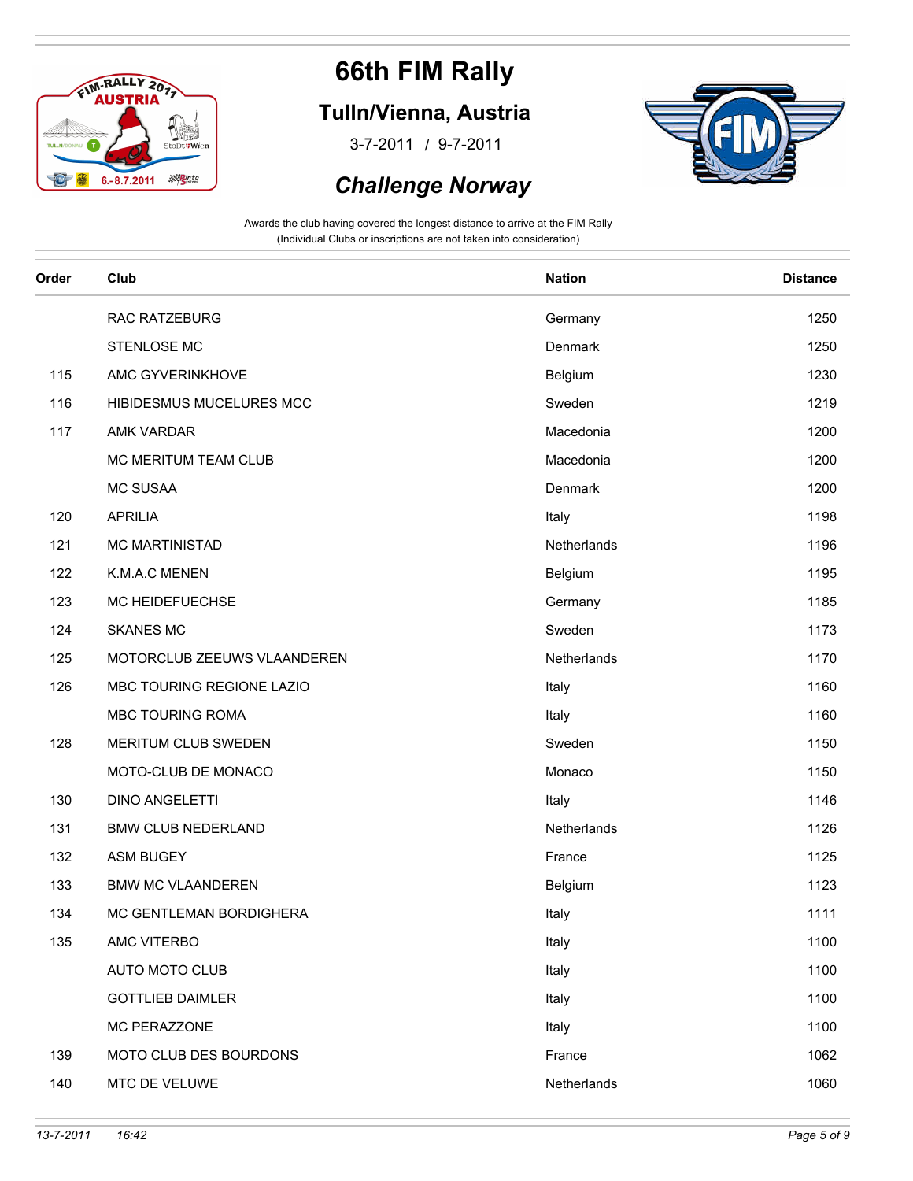# 66th FIM Rally

## Tulln/Vienna, Austria

3-7-2011 / 9-7-2011

## *Challenge Norway*

Awards the club having covered the longest distance to arrive at the FIM Rally
(Individual Clubs or inscriptions are not taken into consideration)

| Order | Club | Nation | Distance |
|---|---|---|---|
| | RAC RATZEBURG | Germany | 1250 |
| | STENLOSE MC | Denmark | 1250 |
| 115 | AMC GYVERINKHOVE | Belgium | 1230 |
| 116 | HIBIDESMUS MUCELURES MCC | Sweden | 1219 |
| 117 | AMK VARDAR | Macedonia | 1200 |
| | MC MERITUM TEAM CLUB | Macedonia | 1200 |
| | MC SUSAA | Denmark | 1200 |
| 120 | APRILIA | Italy | 1198 |
| 121 | MC MARTINISTAD | Netherlands | 1196 |
| 122 | K.M.A.C MENEN | Belgium | 1195 |
| 123 | MC HEIDEFUECHSE | Germany | 1185 |
| 124 | SKANES MC | Sweden | 1173 |
| 125 | MOTORCLUB ZEEUWS VLAANDEREN | Netherlands | 1170 |
| 126 | MBC TOURING REGIONE LAZIO | Italy | 1160 |
| | MBC TOURING ROMA | Italy | 1160 |
| 128 | MERITUM CLUB SWEDEN | Sweden | 1150 |
| | MOTO-CLUB DE MONACO | Monaco | 1150 |
| 130 | DINO ANGELETTI | Italy | 1146 |
| 131 | BMW CLUB NEDERLAND | Netherlands | 1126 |
| 132 | ASM BUGEY | France | 1125 |
| 133 | BMW MC VLAANDEREN | Belgium | 1123 |
| 134 | MC GENTLEMAN BORDIGHERA | Italy | 1111 |
| 135 | AMC VITERBO | Italy | 1100 |
| | AUTO MOTO CLUB | Italy | 1100 |
| | GOTTLIEB DAIMLER | Italy | 1100 |
| | MC PERAZZONE | Italy | 1100 |
| 139 | MOTO CLUB DES BOURDONS | France | 1062 |
| 140 | MTC DE VELUWE | Netherlands | 1060 |

*13-7-2011 16:42*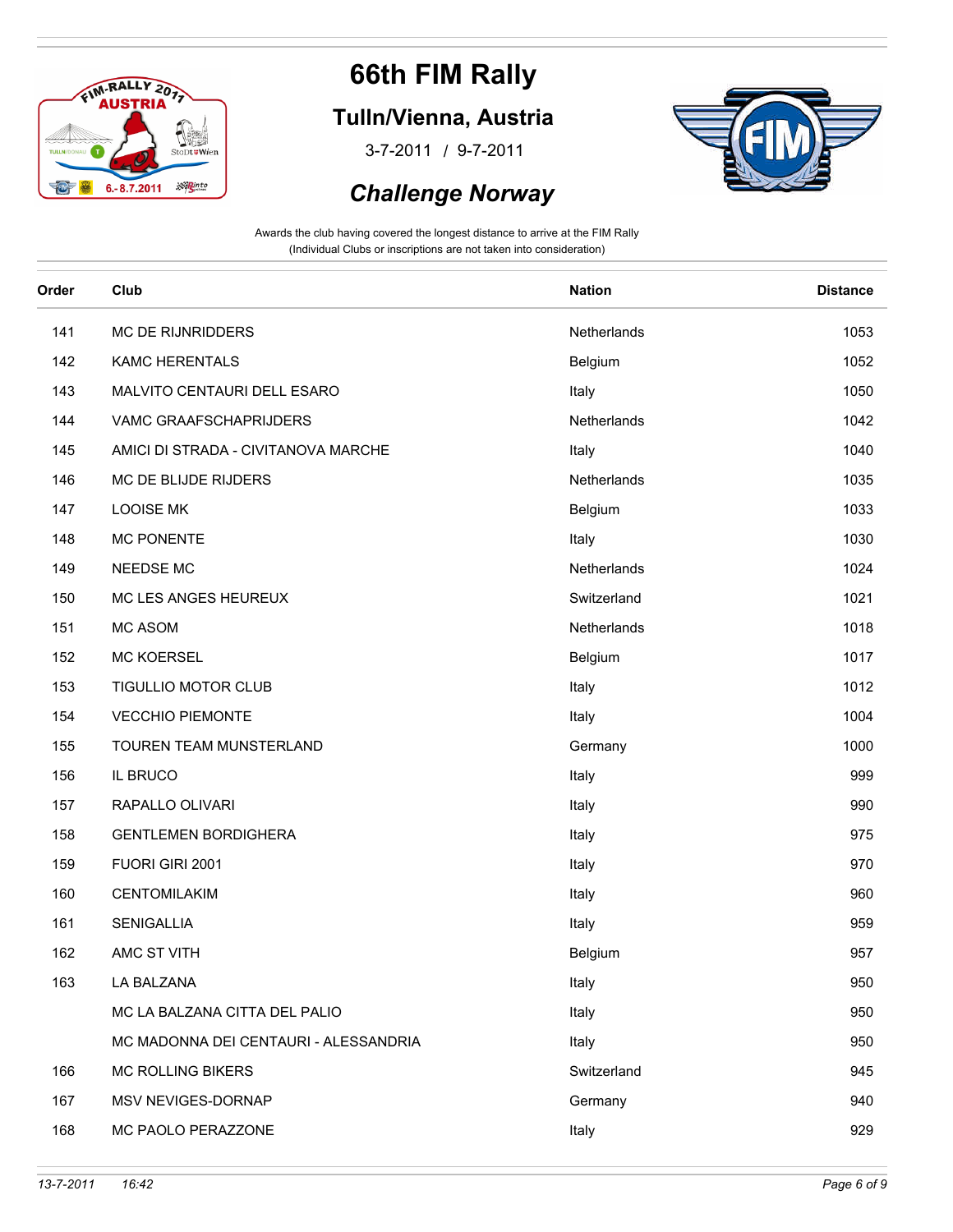# 66th FIM Rally

## Tulln/Vienna, Austria

3-7-2011 / 9-7-2011

## *Challenge Norway*

Awards the club having covered the longest distance to arrive at the FIM Rally
(Individual Clubs or inscriptions are not taken into consideration)

| Order | Club | Nation | Distance |
|---|---|---|---|
| 141 | MC DE RIJNRIDDERS | Netherlands | 1053 |
| 142 | KAMC HERENTALS | Belgium | 1052 |
| 143 | MALVITO CENTAURI DELL ESARO | Italy | 1050 |
| 144 | VAMC GRAAFSCHAPRIJDERS | Netherlands | 1042 |
| 145 | AMICI DI STRADA - CIVITANOVA MARCHE | Italy | 1040 |
| 146 | MC DE BLIJDE RIJDERS | Netherlands | 1035 |
| 147 | LOOISE MK | Belgium | 1033 |
| 148 | MC PONENTE | Italy | 1030 |
| 149 | NEEDSE MC | Netherlands | 1024 |
| 150 | MC LES ANGES HEUREUX | Switzerland | 1021 |
| 151 | MC ASOM | Netherlands | 1018 |
| 152 | MC KOERSEL | Belgium | 1017 |
| 153 | TIGULLIO MOTOR CLUB | Italy | 1012 |
| 154 | VECCHIO PIEMONTE | Italy | 1004 |
| 155 | TOUREN TEAM MUNSTERLAND | Germany | 1000 |
| 156 | IL BRUCO | Italy | 999 |
| 157 | RAPALLO OLIVARI | Italy | 990 |
| 158 | GENTLEMEN BORDIGHERA | Italy | 975 |
| 159 | FUORI GIRI 2001 | Italy | 970 |
| 160 | CENTOMILAKIM | Italy | 960 |
| 161 | SENIGALLIA | Italy | 959 |
| 162 | AMC ST VITH | Belgium | 957 |
| 163 | LA BALZANA | Italy | 950 |
| | MC LA BALZANA CITTA DEL PALIO | Italy | 950 |
| | MC MADONNA DEI CENTAURI - ALESSANDRIA | Italy | 950 |
| 166 | MC ROLLING BIKERS | Switzerland | 945 |
| 167 | MSV NEVIGES-DORNAP | Germany | 940 |
| 168 | MC PAOLO PERAZZONE | Italy | 929 |

*13-7-2011 16:42*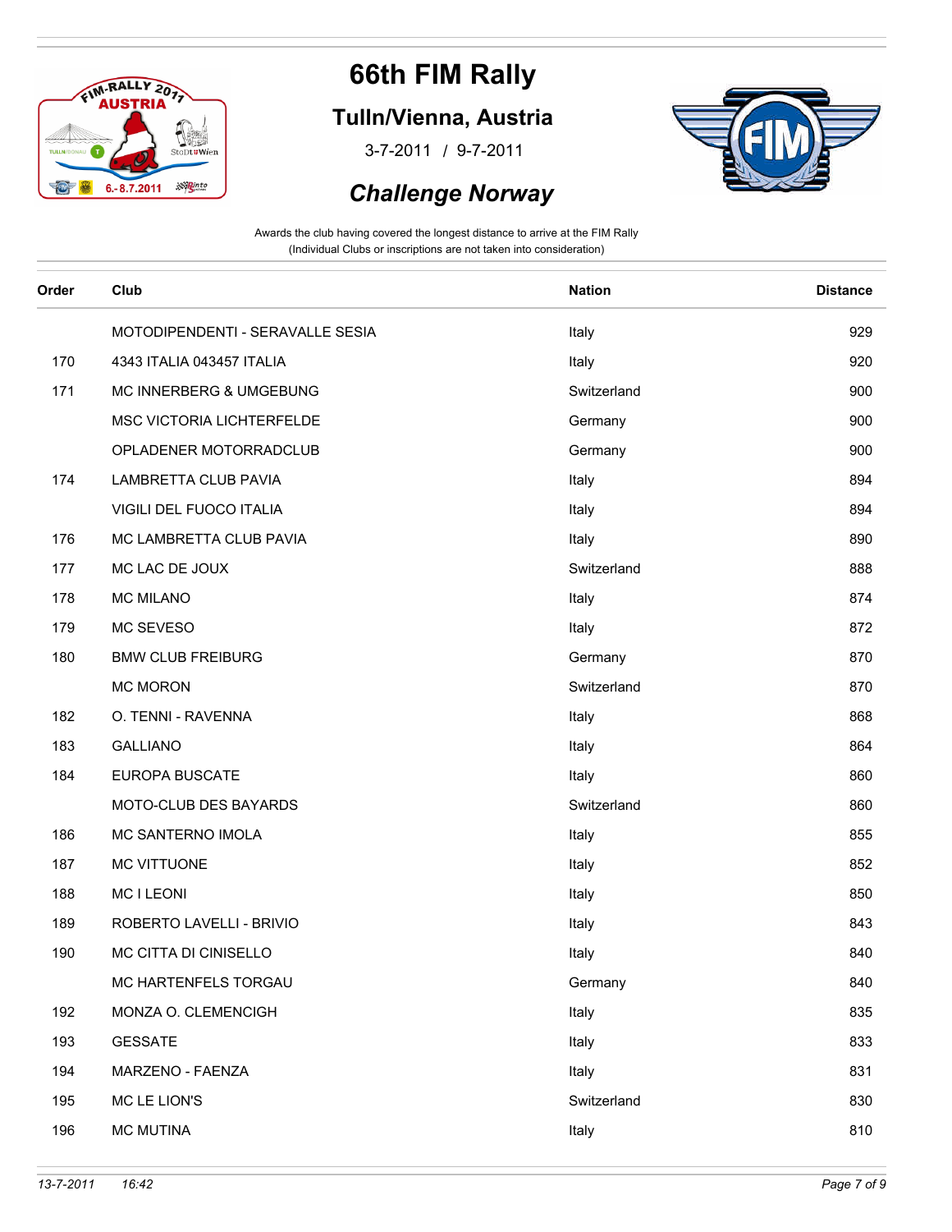# 66th FIM Rally

## Tulln/Vienna, Austria

3-7-2011 / 9-7-2011

## *Challenge Norway*

Awards the club having covered the longest distance to arrive at the FIM Rally
(Individual Clubs or inscriptions are not taken into consideration)

| Order | Club | Nation | Distance |
|---|---|---|---|
| | MOTODIPENDENTI - SERAVALLE SESIA | Italy | 929 |
| 170 | 4343 ITALIA 043457 ITALIA | Italy | 920 |
| 171 | MC INNERBERG & UMGEBUNG | Switzerland | 900 |
| | MSC VICTORIA LICHTERFELDE | Germany | 900 |
| | OPLADENER MOTORRADCLUB | Germany | 900 |
| 174 | LAMBRETTA CLUB PAVIA | Italy | 894 |
| | VIGILI DEL FUOCO ITALIA | Italy | 894 |
| 176 | MC LAMBRETTA CLUB PAVIA | Italy | 890 |
| 177 | MC LAC DE JOUX | Switzerland | 888 |
| 178 | MC MILANO | Italy | 874 |
| 179 | MC SEVESO | Italy | 872 |
| 180 | BMW CLUB FREIBURG | Germany | 870 |
| | MC MORON | Switzerland | 870 |
| 182 | O. TENNI - RAVENNA | Italy | 868 |
| 183 | GALLIANO | Italy | 864 |
| 184 | EUROPA BUSCATE | Italy | 860 |
| | MOTO-CLUB DES BAYARDS | Switzerland | 860 |
| 186 | MC SANTERNO IMOLA | Italy | 855 |
| 187 | MC VITTUONE | Italy | 852 |
| 188 | MC I LEONI | Italy | 850 |
| 189 | ROBERTO LAVELLI - BRIVIO | Italy | 843 |
| 190 | MC CITTA DI CINISELLO | Italy | 840 |
| | MC HARTENFELS TORGAU | Germany | 840 |
| 192 | MONZA O. CLEMENCIGH | Italy | 835 |
| 193 | GESSATE | Italy | 833 |
| 194 | MARZENO - FAENZA | Italy | 831 |
| 195 | MC LE LION'S | Switzerland | 830 |
| 196 | MC MUTINA | Italy | 810 |

*13-7-2011 16:42*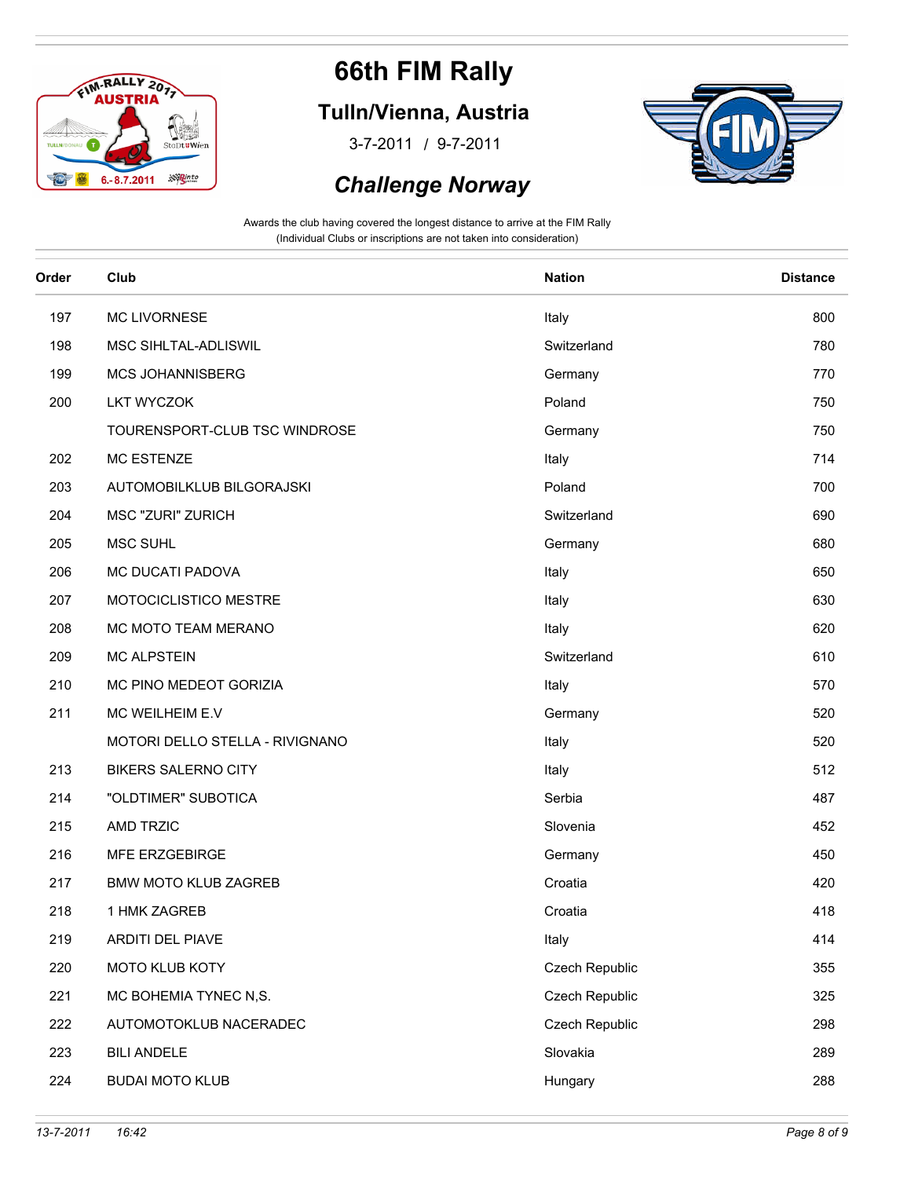# 66th FIM Rally

## Tulln/Vienna, Austria

3-7-2011 / 9-7-2011

## *Challenge Norway*

Awards the club having covered the longest distance to arrive at the FIM Rally
(Individual Clubs or inscriptions are not taken into consideration)

| Order | Club | Nation | Distance |
|---|---|---|---|
| 197 | MC LIVORNESE | Italy | 800 |
| 198 | MSC SIHLTAL-ADLISWIL | Switzerland | 780 |
| 199 | MCS JOHANNISBERG | Germany | 770 |
| 200 | LKT WYCZOK | Poland | 750 |
| | TOURENSPORT-CLUB TSC WINDROSE | Germany | 750 |
| 202 | MC ESTENZE | Italy | 714 |
| 203 | AUTOMOBILKLUB BILGORAJSKI | Poland | 700 |
| 204 | MSC "ZURI" ZURICH | Switzerland | 690 |
| 205 | MSC SUHL | Germany | 680 |
| 206 | MC DUCATI PADOVA | Italy | 650 |
| 207 | MOTOCICLISTICO MESTRE | Italy | 630 |
| 208 | MC MOTO TEAM MERANO | Italy | 620 |
| 209 | MC ALPSTEIN | Switzerland | 610 |
| 210 | MC PINO MEDEOT GORIZIA | Italy | 570 |
| 211 | MC WEILHEIM E.V | Germany | 520 |
| | MOTORI DELLO STELLA - RIVIGNANO | Italy | 520 |
| 213 | BIKERS SALERNO CITY | Italy | 512 |
| 214 | "OLDTIMER" SUBOTICA | Serbia | 487 |
| 215 | AMD TRZIC | Slovenia | 452 |
| 216 | MFE ERZGEBIRGE | Germany | 450 |
| 217 | BMW MOTO KLUB ZAGREB | Croatia | 420 |
| 218 | 1 HMK ZAGREB | Croatia | 418 |
| 219 | ARDITI DEL PIAVE | Italy | 414 |
| 220 | MOTO KLUB KOTY | Czech Republic | 355 |
| 221 | MC BOHEMIA TYNEC N,S. | Czech Republic | 325 |
| 222 | AUTOMOTOKLUB NACERADEC | Czech Republic | 298 |
| 223 | BILI ANDELE | Slovakia | 289 |
| 224 | BUDAI MOTO KLUB | Hungary | 288 |

*13-7-2011 16:42*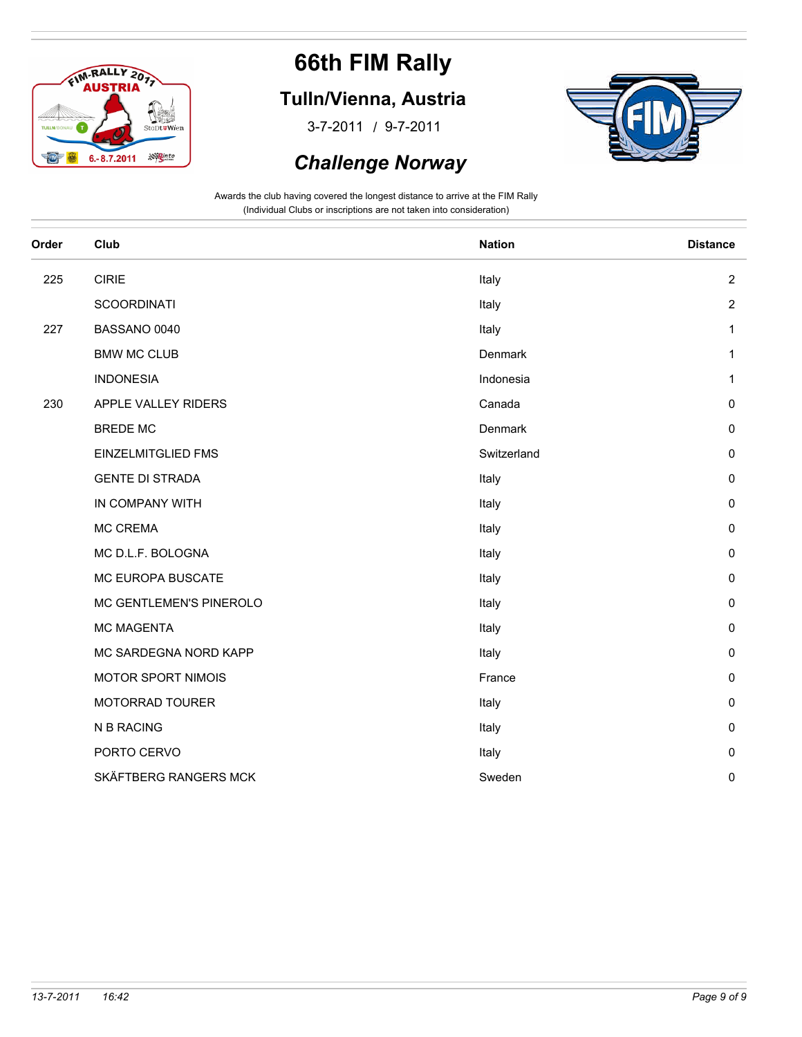# 66th FIM Rally

## Tulln/Vienna, Austria

3-7-2011 / 9-7-2011

## *Challenge Norway*

Awards the club having covered the longest distance to arrive at the FIM Rally
(Individual Clubs or inscriptions are not taken into consideration)

| Order | Club | Nation | Distance |
|---|---|---|---|
| 225 | CIRIE | Italy | 2 |
| | SCOORDINATI | Italy | 2 |
| 227 | BASSANO 0040 | Italy | 1 |
| | BMW MC CLUB | Denmark | 1 |
| | INDONESIA | Indonesia | 1 |
| 230 | APPLE VALLEY RIDERS | Canada | 0 |
| | BREDE MC | Denmark | 0 |
| | EINZELMITGLIED FMS | Switzerland | 0 |
| | GENTE DI STRADA | Italy | 0 |
| | IN COMPANY WITH | Italy | 0 |
| | MC CREMA | Italy | 0 |
| | MC D.L.F. BOLOGNA | Italy | 0 |
| | MC EUROPA BUSCATE | Italy | 0 |
| | MC GENTLEMEN'S PINEROLO | Italy | 0 |
| | MC MAGENTA | Italy | 0 |
| | MC SARDEGNA NORD KAPP | Italy | 0 |
| | MOTOR SPORT NIMOIS | France | 0 |
| | MOTORRAD TOURER | Italy | 0 |
| | N B RACING | Italy | 0 |
| | PORTO CERVO | Italy | 0 |
| | SKÄFTBERG RANGERS MCK | Sweden | 0 |

*13-7-2011 16:42*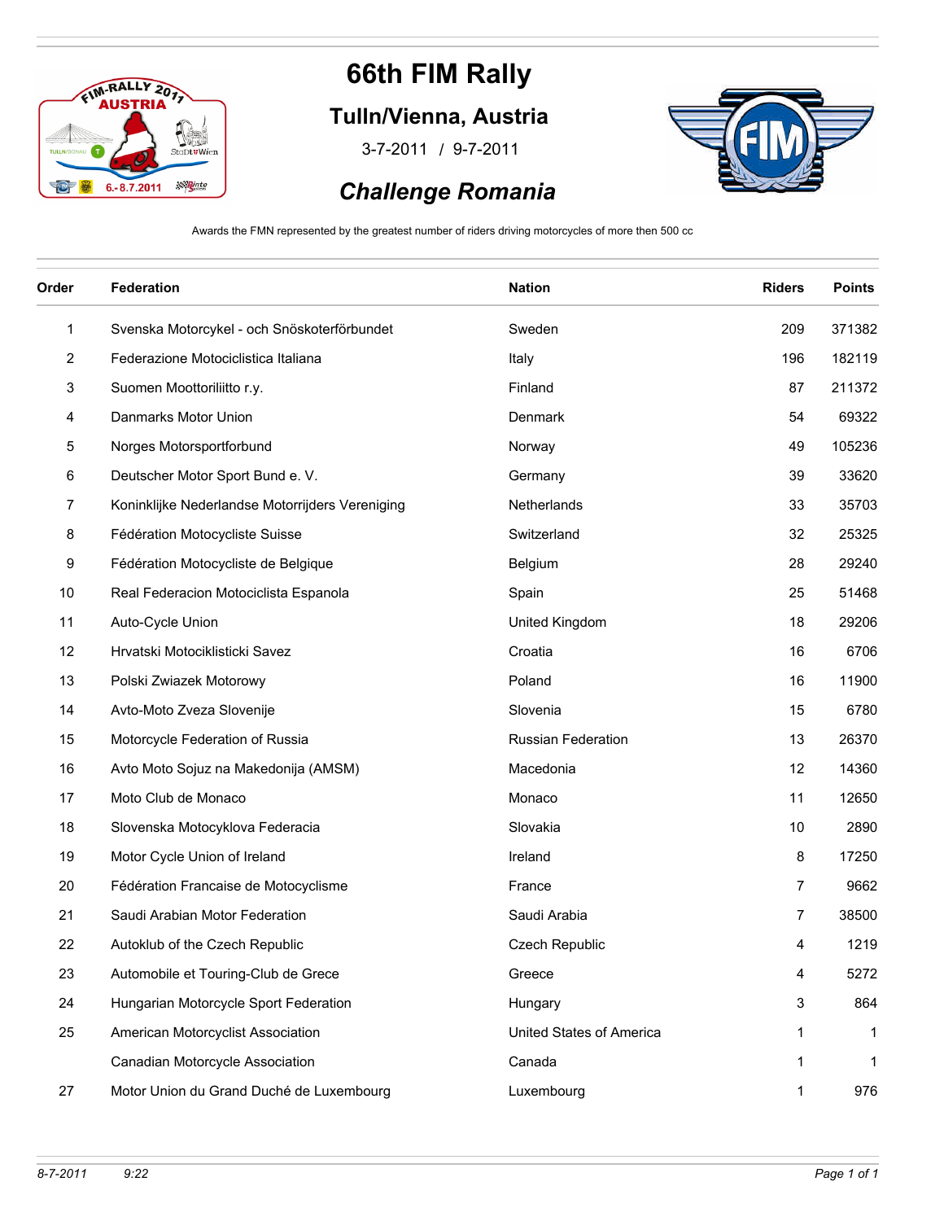# 66th FIM Rally

## Tulln/Vienna, Austria

3-7-2011 / 9-7-2011

## *Challenge Romania*

Awards the FMN represented by the greatest number of riders driving motorcycles of more then 500 cc

| Order | Federation | Nation | Riders | Points |
|---|---|---|---|---|
| 1 | Svenska Motorcykel - och Snöskoterförbundet | Sweden | 209 | 371382 |
| 2 | Federazione Motociclistica Italiana | Italy | 196 | 182119 |
| 3 | Suomen Moottoriliitto r.y. | Finland | 87 | 211372 |
| 4 | Danmarks Motor Union | Denmark | 54 | 69322 |
| 5 | Norges Motorsportforbund | Norway | 49 | 105236 |
| 6 | Deutscher Motor Sport Bund e. V. | Germany | 39 | 33620 |
| 7 | Koninklijke Nederlandse Motorrijders Vereniging | Netherlands | 33 | 35703 |
| 8 | Fédération Motocycliste Suisse | Switzerland | 32 | 25325 |
| 9 | Fédération Motocycliste de Belgique | Belgium | 28 | 29240 |
| 10 | Real Federacion Motociclista Espanola | Spain | 25 | 51468 |
| 11 | Auto-Cycle Union | United Kingdom | 18 | 29206 |
| 12 | Hrvatski Motociklisticki Savez | Croatia | 16 | 6706 |
| 13 | Polski Zwiazek Motorowy | Poland | 16 | 11900 |
| 14 | Avto-Moto Zveza Slovenije | Slovenia | 15 | 6780 |
| 15 | Motorcycle Federation of Russia | Russian Federation | 13 | 26370 |
| 16 | Avto Moto Sojuz na Makedonija (AMSM) | Macedonia | 12 | 14360 |
| 17 | Moto Club de Monaco | Monaco | 11 | 12650 |
| 18 | Slovenska Motocyklova Federacia | Slovakia | 10 | 2890 |
| 19 | Motor Cycle Union of Ireland | Ireland | 8 | 17250 |
| 20 | Fédération Francaise de Motocyclisme | France | 7 | 9662 |
| 21 | Saudi Arabian Motor Federation | Saudi Arabia | 7 | 38500 |
| 22 | Autoklub of the Czech Republic | Czech Republic | 4 | 1219 |
| 23 | Automobile et Touring-Club de Grece | Greece | 4 | 5272 |
| 24 | Hungarian Motorcycle Sport Federation | Hungary | 3 | 864 |
| 25 | American Motorcyclist Association | United States of America | 1 | 1 |
| | Canadian Motorcycle Association | Canada | 1 | 1 |
| 27 | Motor Union du Grand Duché de Luxembourg | Luxembourg | 1 | 976 |

*8-7-2011 9:22*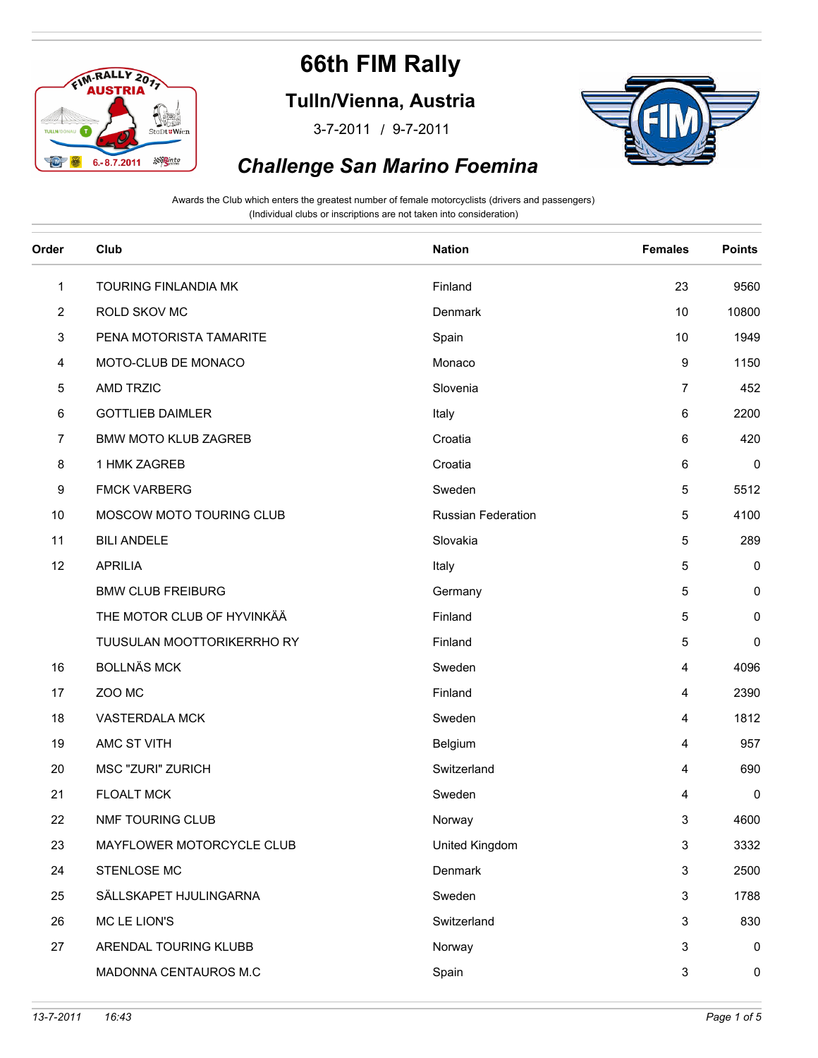# 66th FIM Rally

## Tulln/Vienna, Austria

3-7-2011 / 9-7-2011

## *Challenge San Marino Foemina*

Awards the Club which enters the greatest number of female motorcyclists (drivers and passengers)
(Individual clubs or inscriptions are not taken into consideration)

| Order | Club | Nation | Females | Points |
|---|---|---|---|---|
| 1 | TOURING FINLANDIA MK | Finland | 23 | 9560 |
| 2 | ROLD SKOV MC | Denmark | 10 | 10800 |
| 3 | PENA MOTORISTA TAMARITE | Spain | 10 | 1949 |
| 4 | MOTO-CLUB DE MONACO | Monaco | 9 | 1150 |
| 5 | AMD TRZIC | Slovenia | 7 | 452 |
| 6 | GOTTLIEB DAIMLER | Italy | 6 | 2200 |
| 7 | BMW MOTO KLUB ZAGREB | Croatia | 6 | 420 |
| 8 | 1 HMK ZAGREB | Croatia | 6 | 0 |
| 9 | FMCK VARBERG | Sweden | 5 | 5512 |
| 10 | MOSCOW MOTO TOURING CLUB | Russian Federation | 5 | 4100 |
| 11 | BILI ANDELE | Slovakia | 5 | 289 |
| 12 | APRILIA | Italy | 5 | 0 |
| | BMW CLUB FREIBURG | Germany | 5 | 0 |
| | THE MOTOR CLUB OF HYVINKÄÄ | Finland | 5 | 0 |
| | TUUSULAN MOOTTORIKERRHO RY | Finland | 5 | 0 |
| 16 | BOLLNÄS MCK | Sweden | 4 | 4096 |
| 17 | ZOO MC | Finland | 4 | 2390 |
| 18 | VASTERDALA MCK | Sweden | 4 | 1812 |
| 19 | AMC ST VITH | Belgium | 4 | 957 |
| 20 | MSC "ZURI" ZURICH | Switzerland | 4 | 690 |
| 21 | FLOALT MCK | Sweden | 4 | 0 |
| 22 | NMF TOURING CLUB | Norway | 3 | 4600 |
| 23 | MAYFLOWER MOTORCYCLE CLUB | United Kingdom | 3 | 3332 |
| 24 | STENLOSE MC | Denmark | 3 | 2500 |
| 25 | SÄLLSKAPET HJULINGARNA | Sweden | 3 | 1788 |
| 26 | MC LE LION'S | Switzerland | 3 | 830 |
| 27 | ARENDAL TOURING KLUBB | Norway | 3 | 0 |
| | MADONNA CENTAUROS M.C | Spain | 3 | 0 |

*13-7-2011 16:43*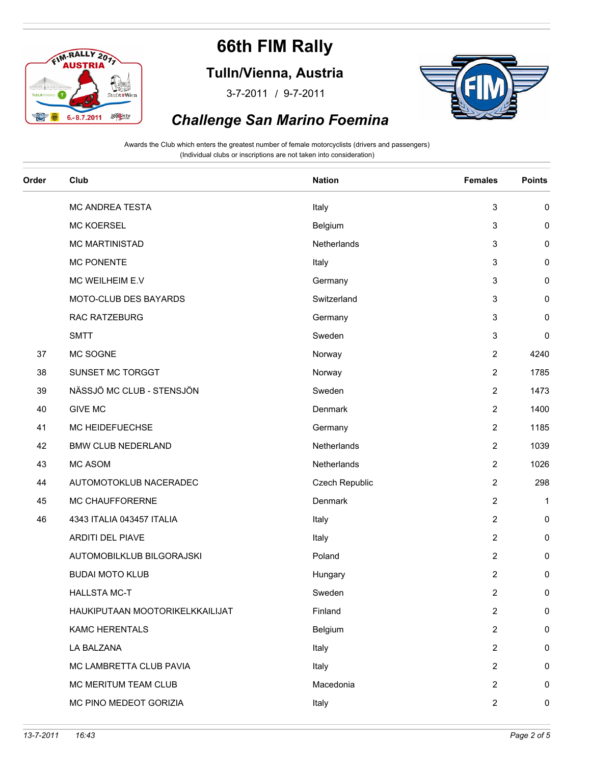# 66th FIM Rally

## Tulln/Vienna, Austria

3-7-2011 / 9-7-2011

## *Challenge San Marino Foemina*

Awards the Club which enters the greatest number of female motorcyclists (drivers and passengers)
(Individual clubs or inscriptions are not taken into consideration)

| Order | Club | Nation | Females | Points |
|---|---|---|---|---|
| | MC ANDREA TESTA | Italy | 3 | 0 |
| | MC KOERSEL | Belgium | 3 | 0 |
| | MC MARTINISTAD | Netherlands | 3 | 0 |
| | MC PONENTE | Italy | 3 | 0 |
| | MC WEILHEIM E.V | Germany | 3 | 0 |
| | MOTO-CLUB DES BAYARDS | Switzerland | 3 | 0 |
| | RAC RATZEBURG | Germany | 3 | 0 |
| | SMTT | Sweden | 3 | 0 |
| 37 | MC SOGNE | Norway | 2 | 4240 |
| 38 | SUNSET MC TORGGT | Norway | 2 | 1785 |
| 39 | NÄSSJÖ MC CLUB - STENSJÖN | Sweden | 2 | 1473 |
| 40 | GIVE MC | Denmark | 2 | 1400 |
| 41 | MC HEIDEFUECHSE | Germany | 2 | 1185 |
| 42 | BMW CLUB NEDERLAND | Netherlands | 2 | 1039 |
| 43 | MC ASOM | Netherlands | 2 | 1026 |
| 44 | AUTOMOTOKLUB NACERADEC | Czech Republic | 2 | 298 |
| 45 | MC CHAUFFORERNE | Denmark | 2 | 1 |
| 46 | 4343 ITALIA 043457 ITALIA | Italy | 2 | 0 |
| | ARDITI DEL PIAVE | Italy | 2 | 0 |
| | AUTOMOBILKLUB BILGORAJSKI | Poland | 2 | 0 |
| | BUDAI MOTO KLUB | Hungary | 2 | 0 |
| | HALLSTA MC-T | Sweden | 2 | 0 |
| | HAUKIPUTAAN MOOTORIKELKKAILIJAT | Finland | 2 | 0 |
| | KAMC HERENTALS | Belgium | 2 | 0 |
| | LA BALZANA | Italy | 2 | 0 |
| | MC LAMBRETTA CLUB PAVIA | Italy | 2 | 0 |
| | MC MERITUM TEAM CLUB | Macedonia | 2 | 0 |
| | MC PINO MEDEOT GORIZIA | Italy | 2 | 0 |

*13-7-2011 16:43*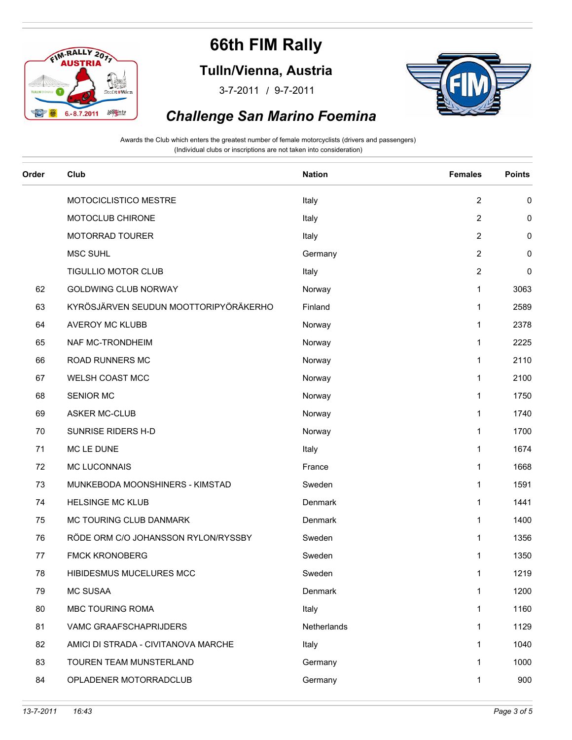# 66th FIM Rally

## Tulln/Vienna, Austria

3-7-2011 / 9-7-2011

## *Challenge San Marino Foemina*

Awards the Club which enters the greatest number of female motorcyclists (drivers and passengers)
(Individual clubs or inscriptions are not taken into consideration)

| Order | Club | Nation | Females | Points |
|---|---|---|---|---|
| | MOTOCICLISTICO MESTRE | Italy | 2 | 0 |
| | MOTOCLUB CHIRONE | Italy | 2 | 0 |
| | MOTORRAD TOURER | Italy | 2 | 0 |
| | MSC SUHL | Germany | 2 | 0 |
| | TIGULLIO MOTOR CLUB | Italy | 2 | 0 |
| 62 | GOLDWING CLUB NORWAY | Norway | 1 | 3063 |
| 63 | KYRÖSJÄRVEN SEUDUN MOOTTORIPYÖRÄKERHO | Finland | 1 | 2589 |
| 64 | AVEROY MC KLUBB | Norway | 1 | 2378 |
| 65 | NAF MC-TRONDHEIM | Norway | 1 | 2225 |
| 66 | ROAD RUNNERS MC | Norway | 1 | 2110 |
| 67 | WELSH COAST MCC | Norway | 1 | 2100 |
| 68 | SENIOR MC | Norway | 1 | 1750 |
| 69 | ASKER MC-CLUB | Norway | 1 | 1740 |
| 70 | SUNRISE RIDERS H-D | Norway | 1 | 1700 |
| 71 | MC LE DUNE | Italy | 1 | 1674 |
| 72 | MC LUCONNAIS | France | 1 | 1668 |
| 73 | MUNKEBODA MOONSHINERS - KIMSTAD | Sweden | 1 | 1591 |
| 74 | HELSINGE MC KLUB | Denmark | 1 | 1441 |
| 75 | MC TOURING CLUB DANMARK | Denmark | 1 | 1400 |
| 76 | RÖDE ORM C/O JOHANSSON RYLON/RYSSBY | Sweden | 1 | 1356 |
| 77 | FMCK KRONOBERG | Sweden | 1 | 1350 |
| 78 | HIBIDESMUS MUCELURES MCC | Sweden | 1 | 1219 |
| 79 | MC SUSAA | Denmark | 1 | 1200 |
| 80 | MBC TOURING ROMA | Italy | 1 | 1160 |
| 81 | VAMC GRAAFSCHAPRIJDERS | Netherlands | 1 | 1129 |
| 82 | AMICI DI STRADA - CIVITANOVA MARCHE | Italy | 1 | 1040 |
| 83 | TOUREN TEAM MUNSTERLAND | Germany | 1 | 1000 |
| 84 | OPLADENER MOTORRADCLUB | Germany | 1 | 900 |

*13-7-2011 16:43*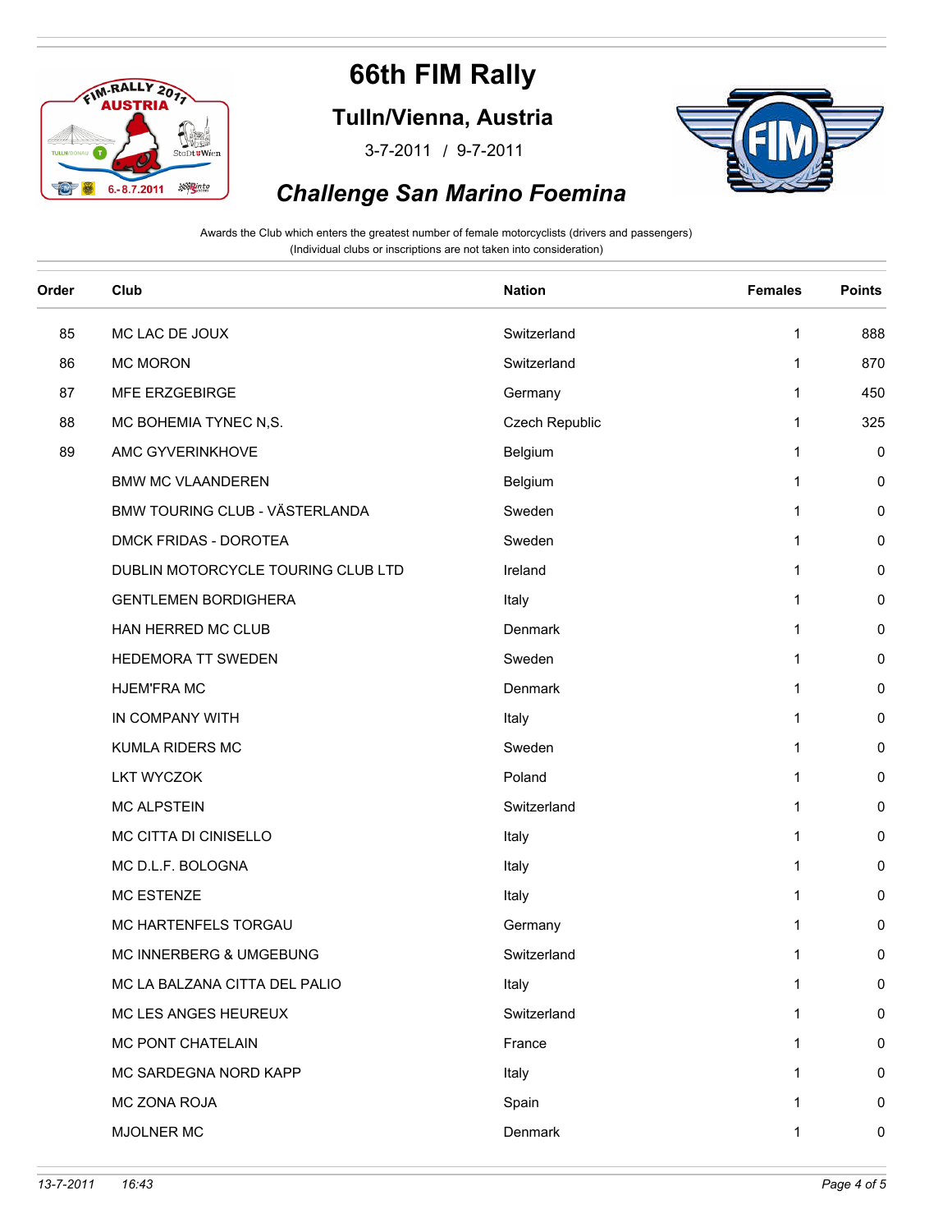# 66th FIM Rally

## Tulln/Vienna, Austria

3-7-2011 / 9-7-2011

## *Challenge San Marino Foemina*

Awards the Club which enters the greatest number of female motorcyclists (drivers and passengers)
(Individual clubs or inscriptions are not taken into consideration)

| Order | Club | Nation | Females | Points |
|---|---|---|---|---|
| 85 | MC LAC DE JOUX | Switzerland | 1 | 888 |
| 86 | MC MORON | Switzerland | 1 | 870 |
| 87 | MFE ERZGEBIRGE | Germany | 1 | 450 |
| 88 | MC BOHEMIA TYNEC N,S. | Czech Republic | 1 | 325 |
| 89 | AMC GYVERINKHOVE | Belgium | 1 | 0 |
| | BMW MC VLAANDEREN | Belgium | 1 | 0 |
| | BMW TOURING CLUB - VÄSTERLANDA | Sweden | 1 | 0 |
| | DMCK FRIDAS - DOROTEA | Sweden | 1 | 0 |
| | DUBLIN MOTORCYCLE TOURING CLUB LTD | Ireland | 1 | 0 |
| | GENTLEMEN BORDIGHERA | Italy | 1 | 0 |
| | HAN HERRED MC CLUB | Denmark | 1 | 0 |
| | HEDEMORA TT SWEDEN | Sweden | 1 | 0 |
| | HJEM'FRA MC | Denmark | 1 | 0 |
| | IN COMPANY WITH | Italy | 1 | 0 |
| | KUMLA RIDERS MC | Sweden | 1 | 0 |
| | LKT WYCZOK | Poland | 1 | 0 |
| | MC ALPSTEIN | Switzerland | 1 | 0 |
| | MC CITTA DI CINISELLO | Italy | 1 | 0 |
| | MC D.L.F. BOLOGNA | Italy | 1 | 0 |
| | MC ESTENZE | Italy | 1 | 0 |
| | MC HARTENFELS TORGAU | Germany | 1 | 0 |
| | MC INNERBERG & UMGEBUNG | Switzerland | 1 | 0 |
| | MC LA BALZANA CITTA DEL PALIO | Italy | 1 | 0 |
| | MC LES ANGES HEUREUX | Switzerland | 1 | 0 |
| | MC PONT CHATELAIN | France | 1 | 0 |
| | MC SARDEGNA NORD KAPP | Italy | 1 | 0 |
| | MC ZONA ROJA | Spain | 1 | 0 |
| | MJOLNER MC | Denmark | 1 | 0 |

*13-7-2011 16:43*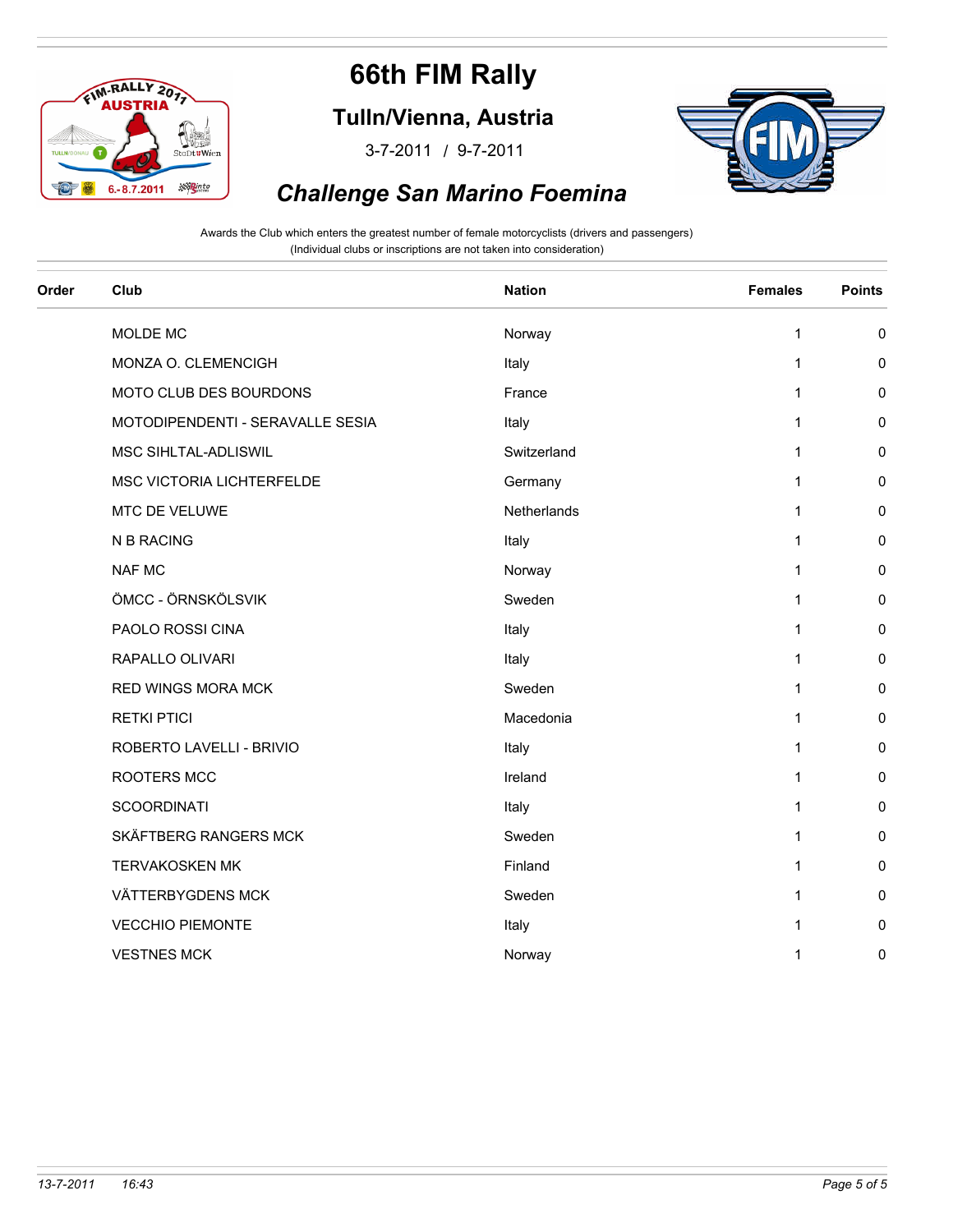# 66th FIM Rally

## Tulln/Vienna, Austria

3-7-2011 / 9-7-2011

## *Challenge San Marino Foemina*

Awards the Club which enters the greatest number of female motorcyclists (drivers and passengers)
(Individual clubs or inscriptions are not taken into consideration)

| Order | Club | Nation | Females | Points |
|---|---|---|---|---|
| | MOLDE MC | Norway | 1 | 0 |
| | MONZA O. CLEMENCIGH | Italy | 1 | 0 |
| | MOTO CLUB DES BOURDONS | France | 1 | 0 |
| | MOTODIPENDENTI - SERAVALLE SESIA | Italy | 1 | 0 |
| | MSC SIHLTAL-ADLISWIL | Switzerland | 1 | 0 |
| | MSC VICTORIA LICHTERFELDE | Germany | 1 | 0 |
| | MTC DE VELUWE | Netherlands | 1 | 0 |
| | N B RACING | Italy | 1 | 0 |
| | NAF MC | Norway | 1 | 0 |
| | ÖMCC - ÖRNSKÖLSVIK | Sweden | 1 | 0 |
| | PAOLO ROSSI CINA | Italy | 1 | 0 |
| | RAPALLO OLIVARI | Italy | 1 | 0 |
| | RED WINGS MORA MCK | Sweden | 1 | 0 |
| | RETKI PTICI | Macedonia | 1 | 0 |
| | ROBERTO LAVELLI - BRIVIO | Italy | 1 | 0 |
| | ROOTERS MCC | Ireland | 1 | 0 |
| | SCOORDINATI | Italy | 1 | 0 |
| | SKÄFTBERG RANGERS MCK | Sweden | 1 | 0 |
| | TERVAKOSKEN MK | Finland | 1 | 0 |
| | VÄTTERBYGDENS MCK | Sweden | 1 | 0 |
| | VECCHIO PIEMONTE | Italy | 1 | 0 |
| | VESTNES MCK | Norway | 1 | 0 |

*13-7-2011 16:43*